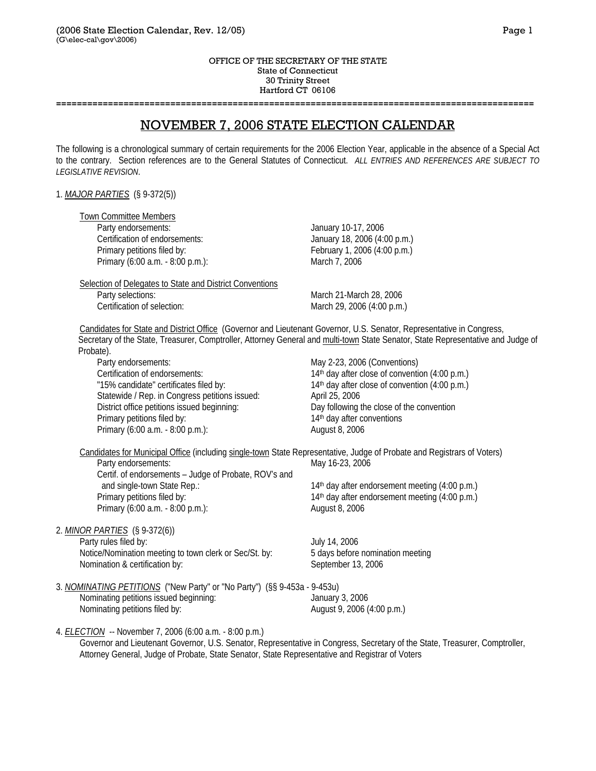OFFICE OF THE SECRETARY OF THE STATE
State of Connecticut
30 Trinity Street
Hartford CT 06106

# NOVEMBER 7, 2006 STATE ELECTION CALENDAR

The following is a chronological summary of certain requirements for the 2006 Election Year, applicable in the absence of a Special Act to the contrary. Section references are to the General Statutes of Connecticut. *ALL ENTRIES AND REFERENCES ARE SUBJECT TO LEGISLATIVE REVISION*.

1. ***MAJOR PARTIES*** (§ 9-372(5))

Town Committee Members

| | |
|---|---|
| Party endorsements: | January 10-17, 2006 |
| Certification of endorsements: | January 18, 2006 (4:00 p.m.) |
| Primary petitions filed by: | February 1, 2006 (4:00 p.m.) |
| Primary (6:00 a.m. - 8:00 p.m.): | March 7, 2006 |

Selection of Delegates to State and District Conventions

| | |
|---|---|
| Party selections: | March 21-March 28, 2006 |
| Certification of selection: | March 29, 2006 (4:00 p.m.) |

Candidates for State and District Office (Governor and Lieutenant Governor, U.S. Senator, Representative in Congress, Secretary of the State, Treasurer, Comptroller, Attorney General and multi-town State Senator, State Representative and Judge of Probate).

| | |
|---|---|
| Party endorsements: | May 2-23, 2006 (Conventions) |
| Certification of endorsements: | 14th day after close of convention (4:00 p.m.) |
| "15% candidate" certificates filed by: | 14th day after close of convention (4:00 p.m.) |
| Statewide / Rep. in Congress petitions issued: | April 25, 2006 |
| District office petitions issued beginning: | Day following the close of the convention |
| Primary petitions filed by: | 14th day after conventions |
| Primary (6:00 a.m. - 8:00 p.m.): | August 8, 2006 |

Candidates for Municipal Office (including single-town State Representative, Judge of Probate and Registrars of Voters)

| | |
|---|---|
| Party endorsements: | May 16-23, 2006 |
| Certif. of endorsements – Judge of Probate, ROV's and and single-town State Rep.: | 14th day after endorsement meeting (4:00 p.m.) |
| Primary petitions filed by: | 14th day after endorsement meeting (4:00 p.m.) |
| Primary (6:00 a.m. - 8:00 p.m.): | August 8, 2006 |

2. ***MINOR PARTIES*** (§ 9-372(6))

| | |
|---|---|
| Party rules filed by: | July 14, 2006 |
| Notice/Nomination meeting to town clerk or Sec/St. by: | 5 days before nomination meeting |
| Nomination & certification by: | September 13, 2006 |

3. ***NOMINATING PETITIONS*** ("New Party" or "No Party") (§§ 9-453a - 9-453u)

| | |
|---|---|
| Nominating petitions issued beginning: | January 3, 2006 |
| Nominating petitions filed by: | August 9, 2006 (4:00 p.m.) |

4. ***ELECTION*** -- November 7, 2006 (6:00 a.m. - 8:00 p.m.)

Governor and Lieutenant Governor, U.S. Senator, Representative in Congress, Secretary of the State, Treasurer, Comptroller, Attorney General, Judge of Probate, State Senator, State Representative and Registrar of Voters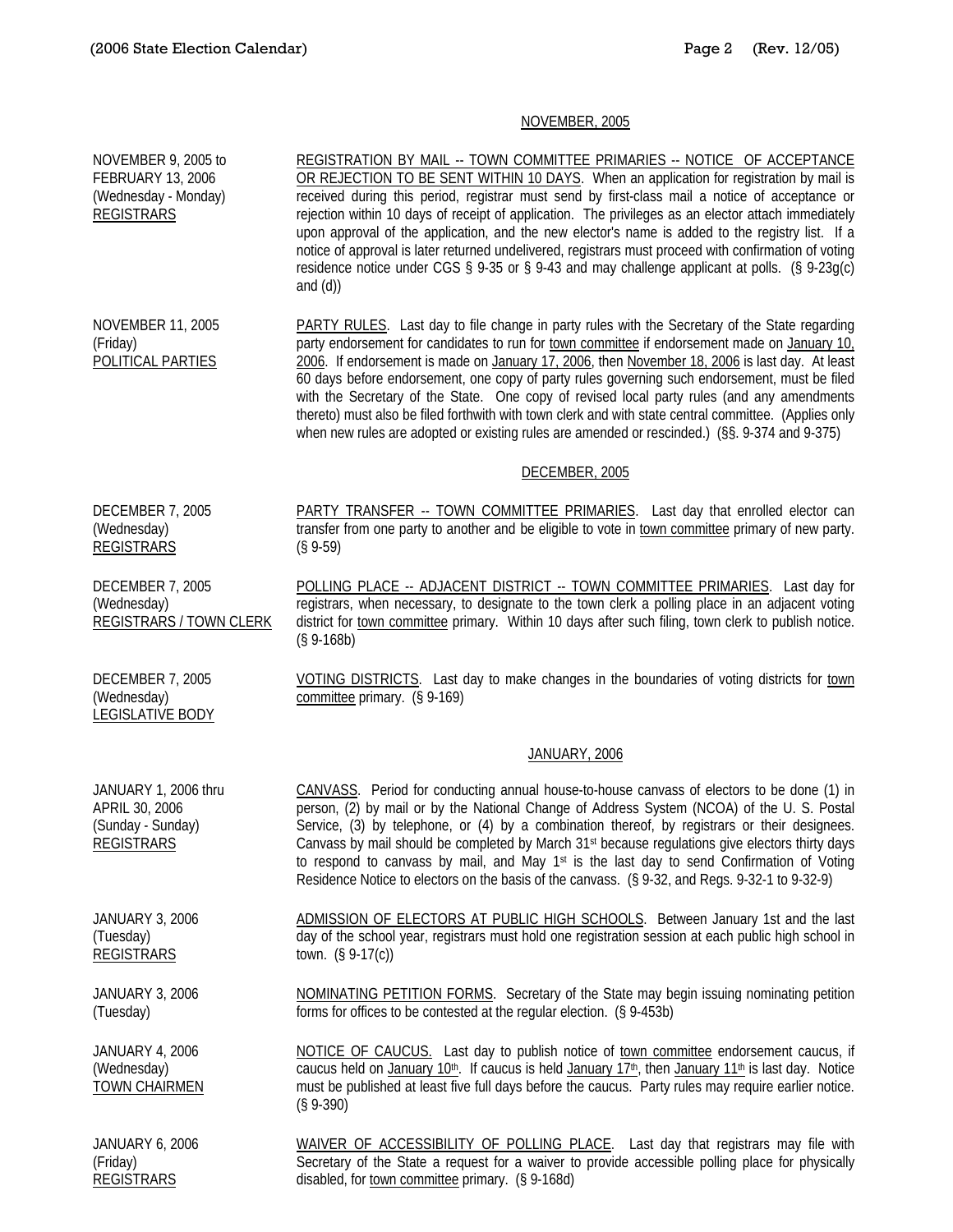## NOVEMBER, 2005

| | |
|---|---|
| NOVEMBER 9, 2005 to FEBRUARY 13, 2006 (Wednesday - Monday) REGISTRARS | REGISTRATION BY MAIL -- TOWN COMMITTEE PRIMARIES -- NOTICE OF ACCEPTANCE OR REJECTION TO BE SENT WITHIN 10 DAYS. When an application for registration by mail is received during this period, registrar must send by first-class mail a notice of acceptance or rejection within 10 days of receipt of application. The privileges as an elector attach immediately upon approval of the application, and the new elector's name is added to the registry list. If a notice of approval is later returned undelivered, registrars must proceed with confirmation of voting residence notice under CGS § 9-35 or § 9-43 and may challenge applicant at polls. (§ 9-23g(c) and (d)) |
| NOVEMBER 11, 2005 (Friday) POLITICAL PARTIES | PARTY RULES. Last day to file change in party rules with the Secretary of the State regarding party endorsement for candidates to run for town committee if endorsement made on January 10, 2006. If endorsement is made on January 17, 2006, then November 18, 2006 is last day. At least 60 days before endorsement, one copy of party rules governing such endorsement, must be filed with the Secretary of the State. One copy of revised local party rules (and any amendments thereto) must also be filed forthwith with town clerk and with state central committee. (Applies only when new rules are adopted or existing rules are amended or rescinded.) (§§. 9-374 and 9-375) |

## DECEMBER, 2005

| | |
|---|---|
| DECEMBER 7, 2005 (Wednesday) REGISTRARS | PARTY TRANSFER -- TOWN COMMITTEE PRIMARIES. Last day that enrolled elector can transfer from one party to another and be eligible to vote in town committee primary of new party. (§ 9-59) |
| DECEMBER 7, 2005 (Wednesday) REGISTRARS / TOWN CLERK | POLLING PLACE -- ADJACENT DISTRICT -- TOWN COMMITTEE PRIMARIES. Last day for registrars, when necessary, to designate to the town clerk a polling place in an adjacent voting district for town committee primary. Within 10 days after such filing, town clerk to publish notice. (§ 9-168b) |
| DECEMBER 7, 2005 (Wednesday) LEGISLATIVE BODY | VOTING DISTRICTS. Last day to make changes in the boundaries of voting districts for town committee primary. (§ 9-169) |

## JANUARY, 2006

| | |
|---|---|
| JANUARY 1, 2006 thru APRIL 30, 2006 (Sunday - Sunday) REGISTRARS | CANVASS. Period for conducting annual house-to-house canvass of electors to be done (1) in person, (2) by mail or by the National Change of Address System (NCOA) of the U. S. Postal Service, (3) by telephone, or (4) by a combination thereof, by registrars or their designees. Canvass by mail should be completed by March 31st because regulations give electors thirty days to respond to canvass by mail, and May 1st is the last day to send Confirmation of Voting Residence Notice to electors on the basis of the canvass. (§ 9-32, and Regs. 9-32-1 to 9-32-9) |
| JANUARY 3, 2006 (Tuesday) REGISTRARS | ADMISSION OF ELECTORS AT PUBLIC HIGH SCHOOLS. Between January 1st and the last day of the school year, registrars must hold one registration session at each public high school in town. (§ 9-17(c)) |
| JANUARY 3, 2006 (Tuesday) | NOMINATING PETITION FORMS. Secretary of the State may begin issuing nominating petition forms for offices to be contested at the regular election. (§ 9-453b) |
| JANUARY 4, 2006 (Wednesday) TOWN CHAIRMEN | NOTICE OF CAUCUS. Last day to publish notice of town committee endorsement caucus, if caucus held on January 10th. If caucus is held January 17th, then January 11th is last day. Notice must be published at least five full days before the caucus. Party rules may require earlier notice. (§ 9-390) |
| JANUARY 6, 2006 (Friday) REGISTRARS | WAIVER OF ACCESSIBILITY OF POLLING PLACE. Last day that registrars may file with Secretary of the State a request for a waiver to provide accessible polling place for physically disabled, for town committee primary. (§ 9-168d) |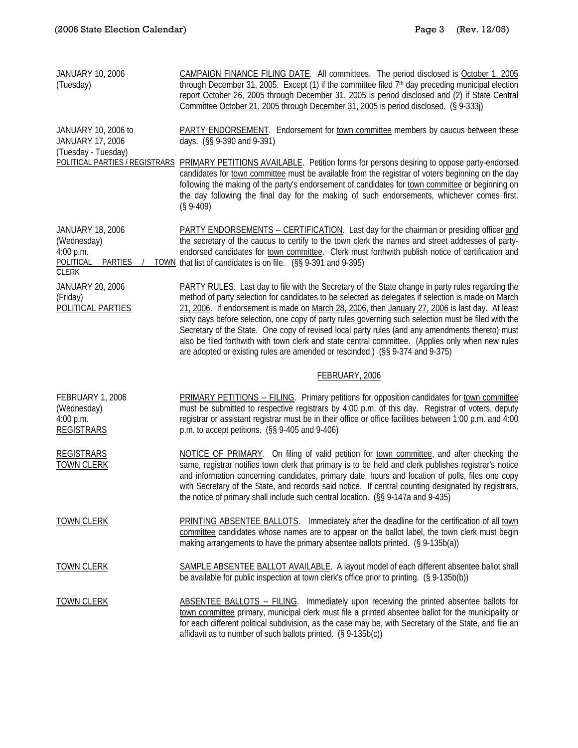| | |
|---|---|
| JANUARY 10, 2006 (Tuesday) | CAMPAIGN FINANCE FILING DATE. All committees. The period disclosed is October 1, 2005 through December 31, 2005. Except (1) if the committee filed 7th day preceding municipal election report October 26, 2005 through December 31, 2005 is period disclosed and (2) if State Central Committee October 21, 2005 through December 31, 2005 is period disclosed. (§ 9-333j) |
| JANUARY 10, 2006 to JANUARY 17, 2006 (Tuesday - Tuesday) | PARTY ENDORSEMENT. Endorsement for town committee members by caucus between these days. (§§ 9-390 and 9-391) |
| POLITICAL PARTIES / REGISTRARS | PRIMARY PETITIONS AVAILABLE. Petition forms for persons desiring to oppose party-endorsed candidates for town committee must be available from the registrar of voters beginning on the day following the making of the party's endorsement of candidates for town committee or beginning on the day following the final day for the making of such endorsements, whichever comes first. (§ 9-409) |
| JANUARY 18, 2006 (Wednesday) 4:00 p.m. POLITICAL PARTIES / TOWN CLERK | PARTY ENDORSEMENTS -- CERTIFICATION. Last day for the chairman or presiding officer and the secretary of the caucus to certify to the town clerk the names and street addresses of party-endorsed candidates for town committee. Clerk must forthwith publish notice of certification and that list of candidates is on file. (§§ 9-391 and 9-395) |
| JANUARY 20, 2006 (Friday) POLITICAL PARTIES | PARTY RULES. Last day to file with the Secretary of the State change in party rules regarding the method of party selection for candidates to be selected as delegates if selection is made on March 21, 2006. If endorsement is made on March 28, 2006, then January 27, 2006 is last day. At least sixty days before selection, one copy of party rules governing such selection must be filed with the Secretary of the State. One copy of revised local party rules (and any amendments thereto) must also be filed forthwith with town clerk and state central committee. (Applies only when new rules are adopted or existing rules are amended or rescinded.) (§§ 9-374 and 9-375) |

## FEBRUARY, 2006

| | |
|---|---|
| FEBRUARY 1, 2006 (Wednesday) 4:00 p.m. REGISTRARS | PRIMARY PETITIONS -- FILING. Primary petitions for opposition candidates for town committee must be submitted to respective registrars by 4:00 p.m. of this day. Registrar of voters, deputy registrar or assistant registrar must be in their office or office facilities between 1:00 p.m. and 4:00 p.m. to accept petitions. (§§ 9-405 and 9-406) |
| REGISTRARS TOWN CLERK | NOTICE OF PRIMARY. On filing of valid petition for town committee, and after checking the same, registrar notifies town clerk that primary is to be held and clerk publishes registrar's notice and information concerning candidates, primary date, hours and location of polls, files one copy with Secretary of the State, and records said notice. If central counting designated by registrars, the notice of primary shall include such central location. (§§ 9-147a and 9-435) |
| TOWN CLERK | PRINTING ABSENTEE BALLOTS. Immediately after the deadline for the certification of all town committee candidates whose names are to appear on the ballot label, the town clerk must begin making arrangements to have the primary absentee ballots printed. (§ 9-135b(a)) |
| TOWN CLERK | SAMPLE ABSENTEE BALLOT AVAILABLE. A layout model of each different absentee ballot shall be available for public inspection at town clerk's office prior to printing. (§ 9-135b(b)) |
| TOWN CLERK | ABSENTEE BALLOTS -- FILING. Immediately upon receiving the printed absentee ballots for town committee primary, municipal clerk must file a printed absentee ballot for the municipality or for each different political subdivision, as the case may be, with Secretary of the State, and file an affidavit as to number of such ballots printed. (§ 9-135b(c)) |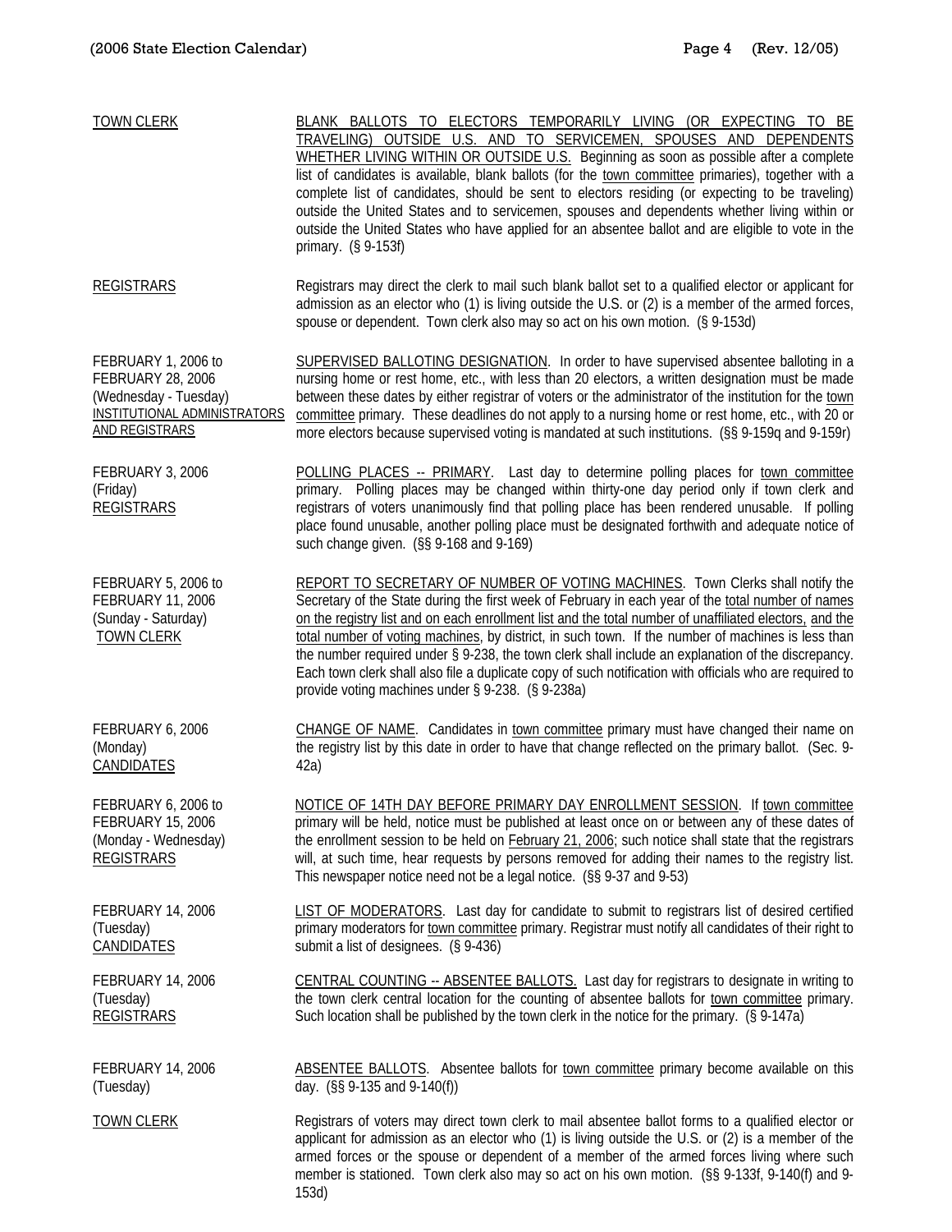| | |
|---|---|
| TOWN CLERK | BLANK BALLOTS TO ELECTORS TEMPORARILY LIVING (OR EXPECTING TO BE TRAVELING) OUTSIDE U.S. AND TO SERVICEMEN, SPOUSES AND DEPENDENTS WHETHER LIVING WITHIN OR OUTSIDE U.S. Beginning as soon as possible after a complete list of candidates is available, blank ballots (for the town committee primaries), together with a complete list of candidates, should be sent to electors residing (or expecting to be traveling) outside the United States and to servicemen, spouses and dependents whether living within or outside the United States who have applied for an absentee ballot and are eligible to vote in the primary. (§ 9-153f) |
| REGISTRARS | Registrars may direct the clerk to mail such blank ballot set to a qualified elector or applicant for admission as an elector who (1) is living outside the U.S. or (2) is a member of the armed forces, spouse or dependent. Town clerk also may so act on his own motion. (§ 9-153d) |
| FEBRUARY 1, 2006 to FEBRUARY 28, 2006 (Wednesday - Tuesday) INSTITUTIONAL ADMINISTRATORS AND REGISTRARS | SUPERVISED BALLOTING DESIGNATION. In order to have supervised absentee balloting in a nursing home or rest home, etc., with less than 20 electors, a written designation must be made between these dates by either registrar of voters or the administrator of the institution for the town committee primary. These deadlines do not apply to a nursing home or rest home, etc., with 20 or more electors because supervised voting is mandated at such institutions. (§§ 9-159q and 9-159r) |
| FEBRUARY 3, 2006 (Friday) REGISTRARS | POLLING PLACES -- PRIMARY. Last day to determine polling places for town committee primary. Polling places may be changed within thirty-one day period only if town clerk and registrars of voters unanimously find that polling place has been rendered unusable. If polling place found unusable, another polling place must be designated forthwith and adequate notice of such change given. (§§ 9-168 and 9-169) |
| FEBRUARY 5, 2006 to FEBRUARY 11, 2006 (Sunday - Saturday) TOWN CLERK | REPORT TO SECRETARY OF NUMBER OF VOTING MACHINES. Town Clerks shall notify the Secretary of the State during the first week of February in each year of the total number of names on the registry list and on each enrollment list and the total number of unaffiliated electors, and the total number of voting machines, by district, in such town. If the number of machines is less than the number required under § 9-238, the town clerk shall include an explanation of the discrepancy. Each town clerk shall also file a duplicate copy of such notification with officials who are required to provide voting machines under § 9-238. (§ 9-238a) |
| FEBRUARY 6, 2006 (Monday) CANDIDATES | CHANGE OF NAME. Candidates in town committee primary must have changed their name on the registry list by this date in order to have that change reflected on the primary ballot. (Sec. 9-42a) |
| FEBRUARY 6, 2006 to FEBRUARY 15, 2006 (Monday - Wednesday) REGISTRARS | NOTICE OF 14TH DAY BEFORE PRIMARY DAY ENROLLMENT SESSION. If town committee primary will be held, notice must be published at least once on or between any of these dates of the enrollment session to be held on February 21, 2006; such notice shall state that the registrars will, at such time, hear requests by persons removed for adding their names to the registry list. This newspaper notice need not be a legal notice. (§§ 9-37 and 9-53) |
| FEBRUARY 14, 2006 (Tuesday) CANDIDATES | LIST OF MODERATORS. Last day for candidate to submit to registrars list of desired certified primary moderators for town committee primary. Registrar must notify all candidates of their right to submit a list of designees. (§ 9-436) |
| FEBRUARY 14, 2006 (Tuesday) REGISTRARS | CENTRAL COUNTING -- ABSENTEE BALLOTS. Last day for registrars to designate in writing to the town clerk central location for the counting of absentee ballots for town committee primary. Such location shall be published by the town clerk in the notice for the primary. (§ 9-147a) |
| FEBRUARY 14, 2006 (Tuesday) | ABSENTEE BALLOTS. Absentee ballots for town committee primary become available on this day. (§§ 9-135 and 9-140(f)) |
| TOWN CLERK | Registrars of voters may direct town clerk to mail absentee ballot forms to a qualified elector or applicant for admission as an elector who (1) is living outside the U.S. or (2) is a member of the armed forces or the spouse or dependent of a member of the armed forces living where such member is stationed. Town clerk also may so act on his own motion. (§§ 9-133f, 9-140(f) and 9-153d) |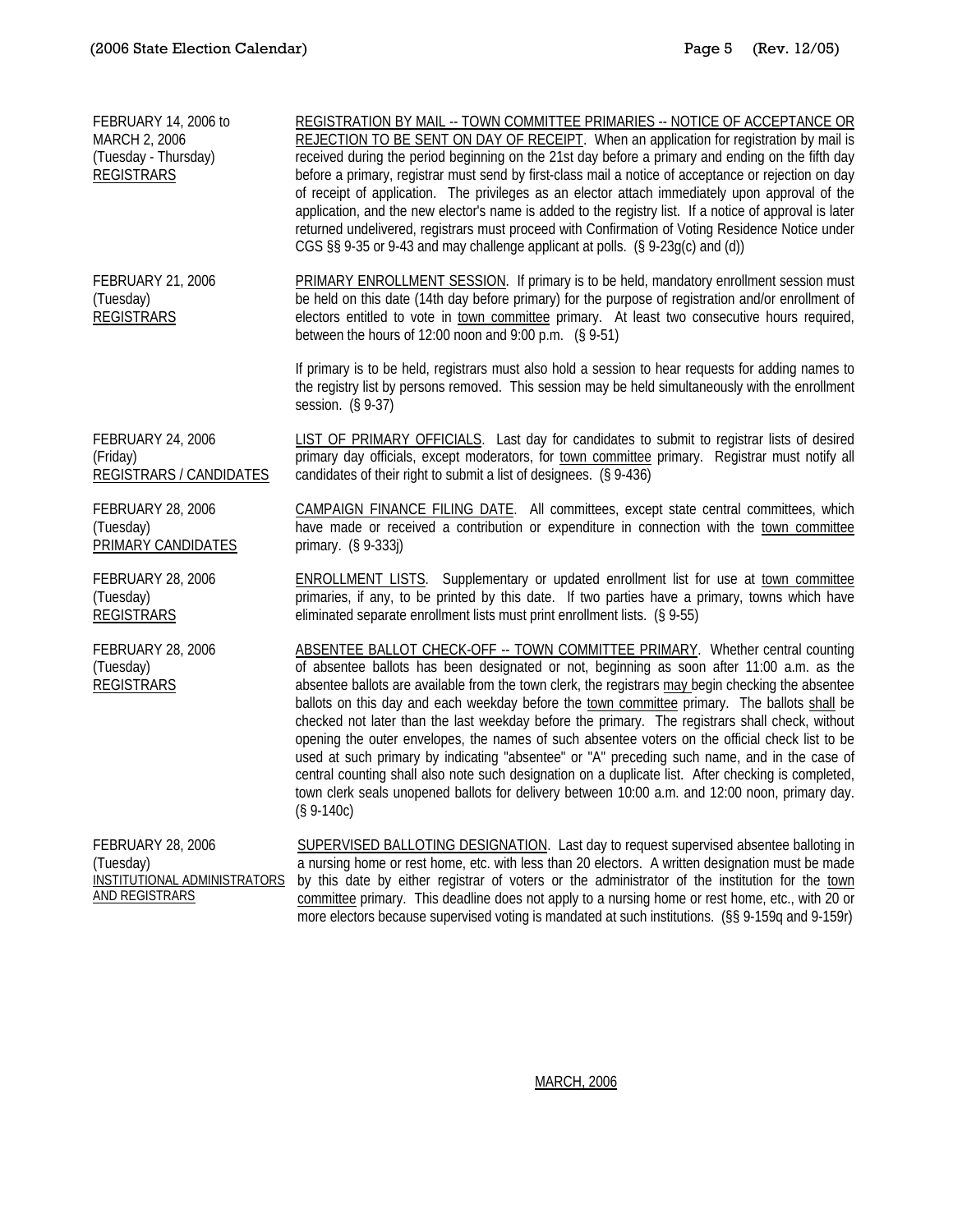| | |
|---|---|
| FEBRUARY 14, 2006 to MARCH 2, 2006 (Tuesday - Thursday) REGISTRARS | REGISTRATION BY MAIL -- TOWN COMMITTEE PRIMARIES -- NOTICE OF ACCEPTANCE OR REJECTION TO BE SENT ON DAY OF RECEIPT. When an application for registration by mail is received during the period beginning on the 21st day before a primary and ending on the fifth day before a primary, registrar must send by first-class mail a notice of acceptance or rejection on day of receipt of application. The privileges as an elector attach immediately upon approval of the application, and the new elector's name is added to the registry list. If a notice of approval is later returned undelivered, registrars must proceed with Confirmation of Voting Residence Notice under CGS §§ 9-35 or 9-43 and may challenge applicant at polls. (§ 9-23g(c) and (d)) |
| FEBRUARY 21, 2006 (Tuesday) REGISTRARS | PRIMARY ENROLLMENT SESSION. If primary is to be held, mandatory enrollment session must be held on this date (14th day before primary) for the purpose of registration and/or enrollment of electors entitled to vote in town committee primary. At least two consecutive hours required, between the hours of 12:00 noon and 9:00 p.m. (§ 9-51)<br><br>If primary is to be held, registrars must also hold a session to hear requests for adding names to the registry list by persons removed. This session may be held simultaneously with the enrollment session. (§ 9-37) |
| FEBRUARY 24, 2006 (Friday) REGISTRARS / CANDIDATES | LIST OF PRIMARY OFFICIALS. Last day for candidates to submit to registrar lists of desired primary day officials, except moderators, for town committee primary. Registrar must notify all candidates of their right to submit a list of designees. (§ 9-436) |
| FEBRUARY 28, 2006 (Tuesday) PRIMARY CANDIDATES | CAMPAIGN FINANCE FILING DATE. All committees, except state central committees, which have made or received a contribution or expenditure in connection with the town committee primary. (§ 9-333j) |
| FEBRUARY 28, 2006 (Tuesday) REGISTRARS | ENROLLMENT LISTS. Supplementary or updated enrollment list for use at town committee primaries, if any, to be printed by this date. If two parties have a primary, towns which have eliminated separate enrollment lists must print enrollment lists. (§ 9-55) |
| FEBRUARY 28, 2006 (Tuesday) REGISTRARS | ABSENTEE BALLOT CHECK-OFF -- TOWN COMMITTEE PRIMARY. Whether central counting of absentee ballots has been designated or not, beginning as soon after 11:00 a.m. as the absentee ballots are available from the town clerk, the registrars may begin checking the absentee ballots on this day and each weekday before the town committee primary. The ballots shall be checked not later than the last weekday before the primary. The registrars shall check, without opening the outer envelopes, the names of such absentee voters on the official check list to be used at such primary by indicating "absentee" or "A" preceding such name, and in the case of central counting shall also note such designation on a duplicate list. After checking is completed, town clerk seals unopened ballots for delivery between 10:00 a.m. and 12:00 noon, primary day. (§ 9-140c) |
| FEBRUARY 28, 2006 (Tuesday) INSTITUTIONAL ADMINISTRATORS AND REGISTRARS | SUPERVISED BALLOTING DESIGNATION. Last day to request supervised absentee balloting in a nursing home or rest home, etc. with less than 20 electors. A written designation must be made by this date by either registrar of voters or the administrator of the institution for the town committee primary. This deadline does not apply to a nursing home or rest home, etc., with 20 or more electors because supervised voting is mandated at such institutions. (§§ 9-159q and 9-159r) |

MARCH, 2006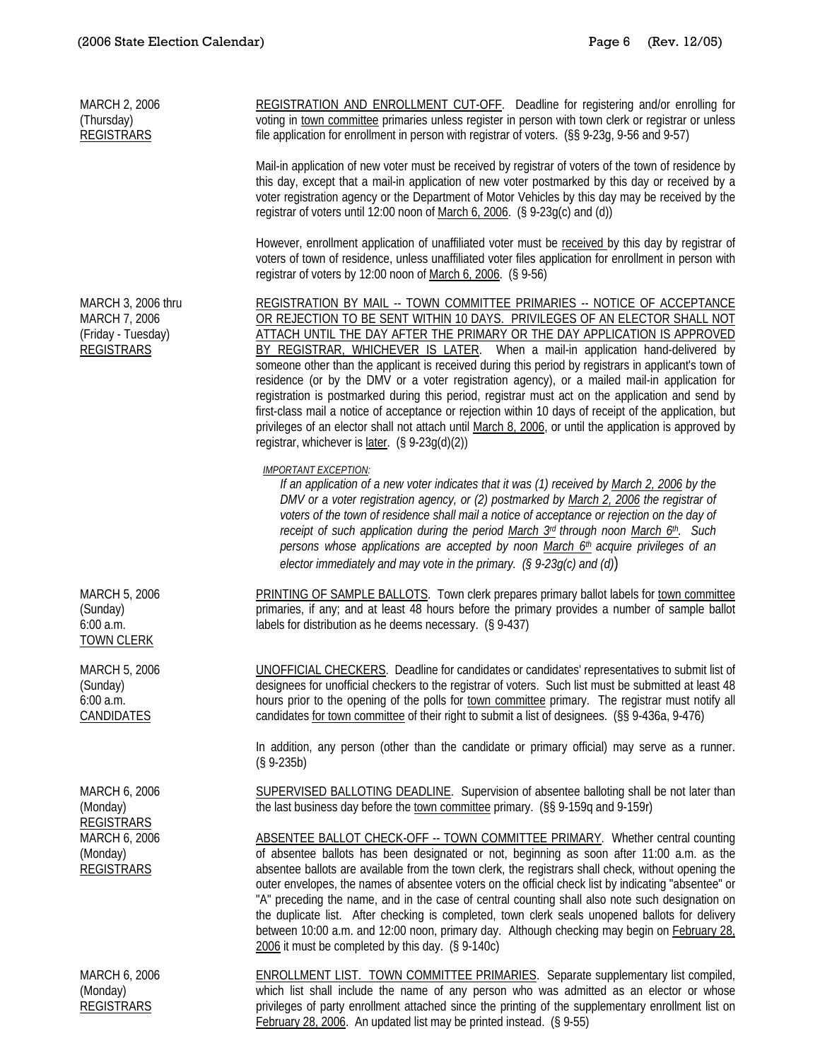| | |
|---|---|
| MARCH 2, 2006<br>(Thursday)<br>REGISTRARS | REGISTRATION AND ENROLLMENT CUT-OFF. Deadline for registering and/or enrolling for voting in town committee primaries unless register in person with town clerk or registrar or unless file application for enrollment in person with registrar of voters. (§§ 9-23g, 9-56 and 9-57)<br><br>Mail-in application of new voter must be received by registrar of voters of the town of residence by this day, except that a mail-in application of new voter postmarked by this day or received by a voter registration agency or the Department of Motor Vehicles by this day may be received by the registrar of voters until 12:00 noon of March 6, 2006. (§ 9-23g(c) and (d))<br><br>However, enrollment application of unaffiliated voter must be received by this day by registrar of voters of town of residence, unless unaffiliated voter files application for enrollment in person with registrar of voters by 12:00 noon of March 6, 2006. (§ 9-56) |
| MARCH 3, 2006 thru<br>MARCH 7, 2006<br>(Friday - Tuesday)<br>REGISTRARS | REGISTRATION BY MAIL -- TOWN COMMITTEE PRIMARIES -- NOTICE OF ACCEPTANCE OR REJECTION TO BE SENT WITHIN 10 DAYS. PRIVILEGES OF AN ELECTOR SHALL NOT ATTACH UNTIL THE DAY AFTER THE PRIMARY OR THE DAY APPLICATION IS APPROVED BY REGISTRAR, WHICHEVER IS LATER. When a mail-in application hand-delivered by someone other than the applicant is received during this period by registrars in applicant's town of residence (or by the DMV or a voter registration agency), or a mailed mail-in application for registration is postmarked during this period, registrar must act on the application and send by first-class mail a notice of acceptance or rejection within 10 days of receipt of the application, but privileges of an elector shall not attach until March 8, 2006, or until the application is approved by registrar, whichever is later. (§ 9-23g(d)(2))<br><br>*IMPORTANT EXCEPTION:*<br>*If an application of a new voter indicates that it was (1) received by March 2, 2006 by the DMV or a voter registration agency, or (2) postmarked by March 2, 2006 the registrar of voters of the town of residence shall mail a notice of acceptance or rejection on the day of receipt of such application during the period March 3rd through noon March 6th. Such persons whose applications are accepted by noon March 6th acquire privileges of an elector immediately and may vote in the primary. (§ 9-23g(c) and (d))* |
| MARCH 5, 2006<br>(Sunday)<br>6:00 a.m.<br>TOWN CLERK | PRINTING OF SAMPLE BALLOTS. Town clerk prepares primary ballot labels for town committee primaries, if any; and at least 48 hours before the primary provides a number of sample ballot labels for distribution as he deems necessary. (§ 9-437) |
| MARCH 5, 2006<br>(Sunday)<br>6:00 a.m.<br>CANDIDATES | UNOFFICIAL CHECKERS. Deadline for candidates or candidates' representatives to submit list of designees for unofficial checkers to the registrar of voters. Such list must be submitted at least 48 hours prior to the opening of the polls for town committee primary. The registrar must notify all candidates for town committee of their right to submit a list of designees. (§§ 9-436a, 9-476)<br><br>In addition, any person (other than the candidate or primary official) may serve as a runner. (§ 9-235b) |
| MARCH 6, 2006<br>(Monday)<br>REGISTRARS | SUPERVISED BALLOTING DEADLINE. Supervision of absentee balloting shall be not later than the last business day before the town committee primary. (§§ 9-159q and 9-159r) |
| MARCH 6, 2006<br>(Monday)<br>REGISTRARS | ABSENTEE BALLOT CHECK-OFF -- TOWN COMMITTEE PRIMARY. Whether central counting of absentee ballots has been designated or not, beginning as soon after 11:00 a.m. as the absentee ballots are available from the town clerk, the registrars shall check, without opening the outer envelopes, the names of absentee voters on the official check list by indicating "absentee" or "A" preceding the name, and in the case of central counting shall also note such designation on the duplicate list. After checking is completed, town clerk seals unopened ballots for delivery between 10:00 a.m. and 12:00 noon, primary day. Although checking may begin on February 28, 2006 it must be completed by this day. (§ 9-140c) |
| MARCH 6, 2006<br>(Monday)<br>REGISTRARS | ENROLLMENT LIST. TOWN COMMITTEE PRIMARIES. Separate supplementary list compiled, which list shall include the name of any person who was admitted as an elector or whose privileges of party enrollment attached since the printing of the supplementary enrollment list on February 28, 2006. An updated list may be printed instead. (§ 9-55) |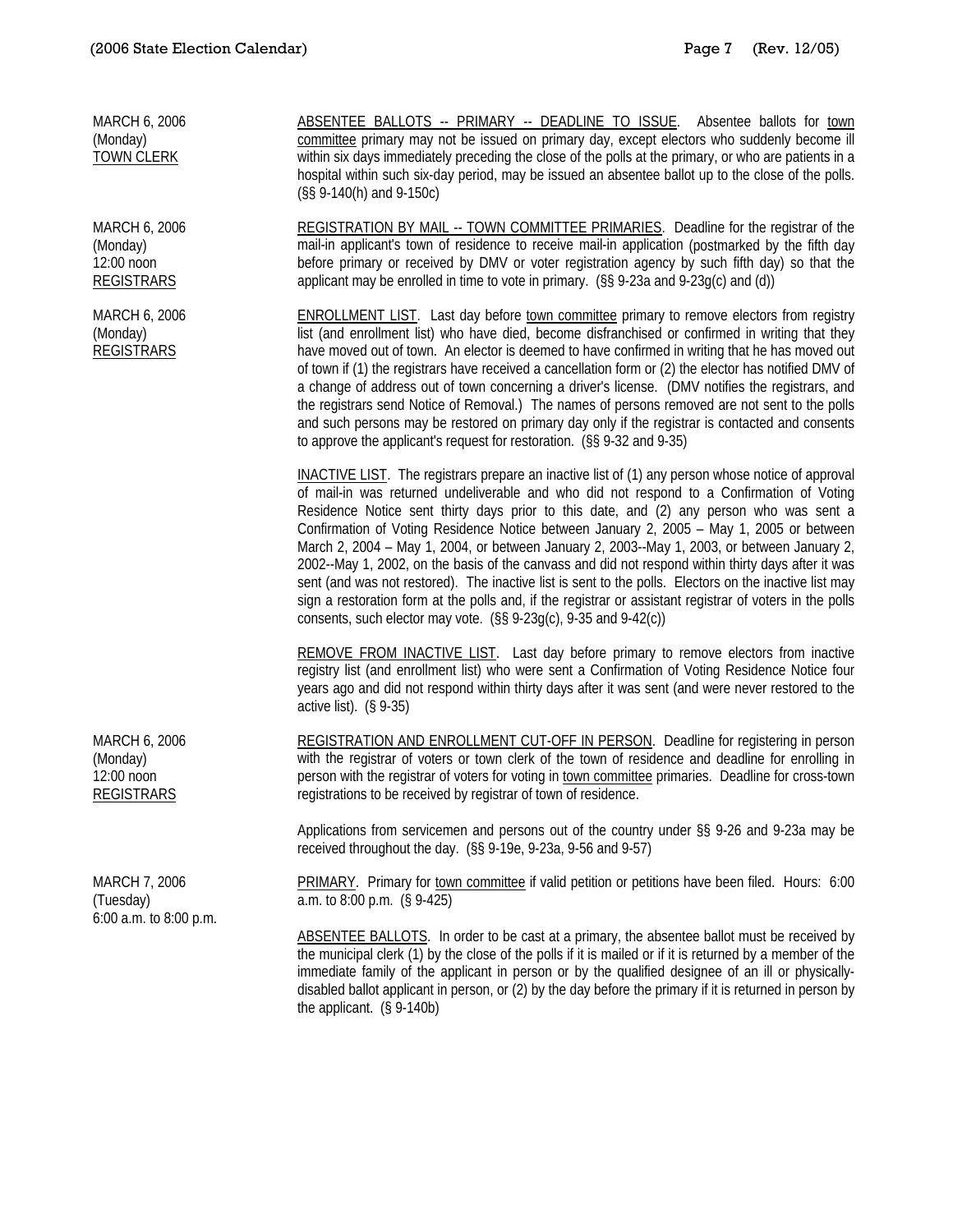MARCH 6, 2006
(Monday)
<u>TOWN CLERK</u>

<u>ABSENTEE BALLOTS -- PRIMARY -- DEADLINE TO ISSUE</u>. Absentee ballots for <u>town committee</u> primary may not be issued on primary day, except electors who suddenly become ill within six days immediately preceding the close of the polls at the primary, or who are patients in a hospital within such six-day period, may be issued an absentee ballot up to the close of the polls. (§§ 9-140(h) and 9-150c)

MARCH 6, 2006
(Monday)
12:00 noon
<u>REGISTRARS</u>

<u>REGISTRATION BY MAIL -- TOWN COMMITTEE PRIMARIES</u>. Deadline for the registrar of the mail-in applicant's town of residence to receive mail-in application (postmarked by the fifth day before primary or received by DMV or voter registration agency by such fifth day) so that the applicant may be enrolled in time to vote in primary. (§§ 9-23a and 9-23g(c) and (d))

MARCH 6, 2006
(Monday)
<u>REGISTRARS</u>

<u>ENROLLMENT LIST</u>. Last day before <u>town committee</u> primary to remove electors from registry list (and enrollment list) who have died, become disfranchised or confirmed in writing that they have moved out of town. An elector is deemed to have confirmed in writing that he has moved out of town if (1) the registrars have received a cancellation form or (2) the elector has notified DMV of a change of address out of town concerning a driver's license. (DMV notifies the registrars, and the registrars send Notice of Removal.) The names of persons removed are not sent to the polls and such persons may be restored on primary day only if the registrar is contacted and consents to approve the applicant's request for restoration. (§§ 9-32 and 9-35)

<u>INACTIVE LIST</u>. The registrars prepare an inactive list of (1) any person whose notice of approval of mail-in was returned undeliverable and who did not respond to a Confirmation of Voting Residence Notice sent thirty days prior to this date, and (2) any person who was sent a Confirmation of Voting Residence Notice between January 2, 2005 – May 1, 2005 or between March 2, 2004 – May 1, 2004, or between January 2, 2003--May 1, 2003, or between January 2, 2002--May 1, 2002, on the basis of the canvass and did not respond within thirty days after it was sent (and was not restored). The inactive list is sent to the polls. Electors on the inactive list may sign a restoration form at the polls and, if the registrar or assistant registrar of voters in the polls consents, such elector may vote. (§§ 9-23g(c), 9-35 and 9-42(c))

<u>REMOVE FROM INACTIVE LIST</u>. Last day before primary to remove electors from inactive registry list (and enrollment list) who were sent a Confirmation of Voting Residence Notice four years ago and did not respond within thirty days after it was sent (and were never restored to the active list). (§ 9-35)

MARCH 6, 2006
(Monday)
12:00 noon
<u>REGISTRARS</u>

<u>REGISTRATION AND ENROLLMENT CUT-OFF IN PERSON</u>. Deadline for registering in person with the registrar of voters or town clerk of the town of residence and deadline for enrolling in person with the registrar of voters for voting in <u>town committee</u> primaries. Deadline for cross-town registrations to be received by registrar of town of residence.

Applications from servicemen and persons out of the country under §§ 9-26 and 9-23a may be received throughout the day. (§§ 9-19e, 9-23a, 9-56 and 9-57)

MARCH 7, 2006
(Tuesday)
6:00 a.m. to 8:00 p.m.

<u>PRIMARY</u>. Primary for <u>town committee</u> if valid petition or petitions have been filed. Hours: 6:00 a.m. to 8:00 p.m. (§ 9-425)

<u>ABSENTEE BALLOTS</u>. In order to be cast at a primary, the absentee ballot must be received by the municipal clerk (1) by the close of the polls if it is mailed or if it is returned by a member of the immediate family of the applicant in person or by the qualified designee of an ill or physically-disabled ballot applicant in person, or (2) by the day before the primary if it is returned in person by the applicant. (§ 9-140b)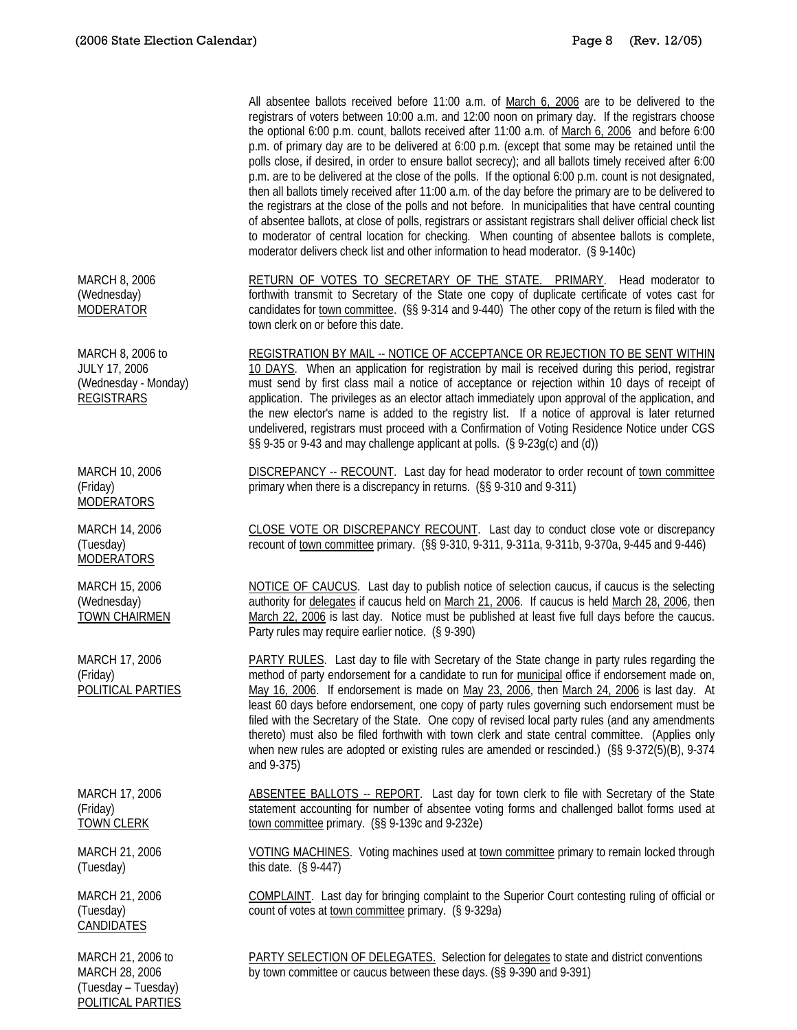All absentee ballots received before 11:00 a.m. of March 6, 2006 are to be delivered to the registrars of voters between 10:00 a.m. and 12:00 noon on primary day. If the registrars choose the optional 6:00 p.m. count, ballots received after 11:00 a.m. of March 6, 2006 and before 6:00 p.m. of primary day are to be delivered at 6:00 p.m. (except that some may be retained until the polls close, if desired, in order to ensure ballot secrecy); and all ballots timely received after 6:00 p.m. are to be delivered at the close of the polls. If the optional 6:00 p.m. count is not designated, then all ballots timely received after 11:00 a.m. of the day before the primary are to be delivered to the registrars at the close of the polls and not before. In municipalities that have central counting of absentee ballots, at close of polls, registrars or assistant registrars shall deliver official check list to moderator of central location for checking. When counting of absentee ballots is complete, moderator delivers check list and other information to head moderator. (§ 9-140c)

| | |
|---|---|
| MARCH 8, 2006 (Wednesday) MODERATOR | RETURN OF VOTES TO SECRETARY OF THE STATE. PRIMARY. Head moderator to forthwith transmit to Secretary of the State one copy of duplicate certificate of votes cast for candidates for town committee. (§§ 9-314 and 9-440) The other copy of the return is filed with the town clerk on or before this date. |
| MARCH 8, 2006 to JULY 17, 2006 (Wednesday - Monday) REGISTRARS | REGISTRATION BY MAIL -- NOTICE OF ACCEPTANCE OR REJECTION TO BE SENT WITHIN 10 DAYS. When an application for registration by mail is received during this period, registrar must send by first class mail a notice of acceptance or rejection within 10 days of receipt of application. The privileges as an elector attach immediately upon approval of the application, and the new elector's name is added to the registry list. If a notice of approval is later returned undelivered, registrars must proceed with a Confirmation of Voting Residence Notice under CGS §§ 9-35 or 9-43 and may challenge applicant at polls. (§ 9-23g(c) and (d)) |
| MARCH 10, 2006 (Friday) MODERATORS | DISCREPANCY -- RECOUNT. Last day for head moderator to order recount of town committee primary when there is a discrepancy in returns. (§§ 9-310 and 9-311) |
| MARCH 14, 2006 (Tuesday) MODERATORS | CLOSE VOTE OR DISCREPANCY RECOUNT. Last day to conduct close vote or discrepancy recount of town committee primary. (§§ 9-310, 9-311, 9-311a, 9-311b, 9-370a, 9-445 and 9-446) |
| MARCH 15, 2006 (Wednesday) TOWN CHAIRMEN | NOTICE OF CAUCUS. Last day to publish notice of selection caucus, if caucus is the selecting authority for delegates if caucus held on March 21, 2006. If caucus is held March 28, 2006, then March 22, 2006 is last day. Notice must be published at least five full days before the caucus. Party rules may require earlier notice. (§ 9-390) |
| MARCH 17, 2006 (Friday) POLITICAL PARTIES | PARTY RULES. Last day to file with Secretary of the State change in party rules regarding the method of party endorsement for a candidate to run for municipal office if endorsement made on, May 16, 2006. If endorsement is made on May 23, 2006, then March 24, 2006 is last day. At least 60 days before endorsement, one copy of party rules governing such endorsement must be filed with the Secretary of the State. One copy of revised local party rules (and any amendments thereto) must also be filed forthwith with town clerk and state central committee. (Applies only when new rules are adopted or existing rules are amended or rescinded.) (§§ 9-372(5)(B), 9-374 and 9-375) |
| MARCH 17, 2006 (Friday) TOWN CLERK | ABSENTEE BALLOTS -- REPORT. Last day for town clerk to file with Secretary of the State statement accounting for number of absentee voting forms and challenged ballot forms used at town committee primary. (§§ 9-139c and 9-232e) |
| MARCH 21, 2006 (Tuesday) | VOTING MACHINES. Voting machines used at town committee primary to remain locked through this date. (§ 9-447) |
| MARCH 21, 2006 (Tuesday) CANDIDATES | COMPLAINT. Last day for bringing complaint to the Superior Court contesting ruling of official or count of votes at town committee primary. (§ 9-329a) |
| MARCH 21, 2006 to MARCH 28, 2006 (Tuesday – Tuesday) POLITICAL PARTIES | PARTY SELECTION OF DELEGATES. Selection for delegates to state and district conventions by town committee or caucus between these days. (§§ 9-390 and 9-391) |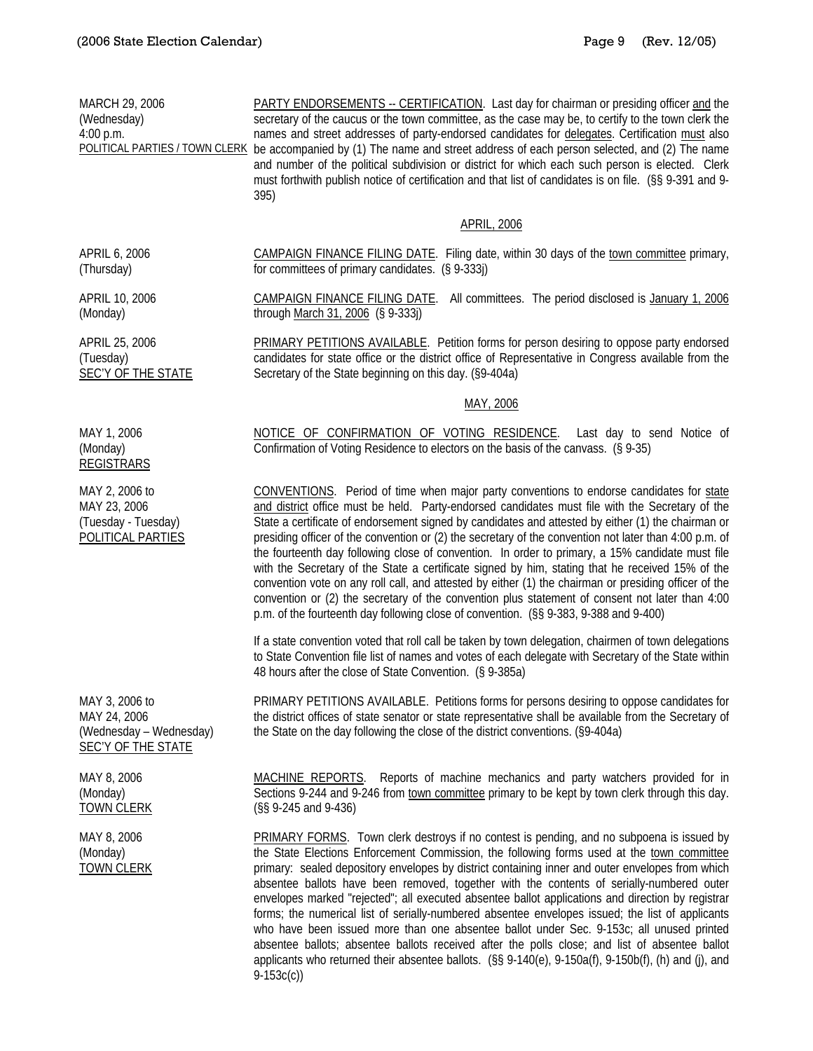MARCH 29, 2006 (Wednesday) 4:00 p.m. POLITICAL PARTIES / TOWN CLERK

PARTY ENDORSEMENTS -- CERTIFICATION. Last day for chairman or presiding officer and the secretary of the caucus or the town committee, as the case may be, to certify to the town clerk the names and street addresses of party-endorsed candidates for delegates. Certification must also be accompanied by (1) The name and street address of each person selected, and (2) The name and number of the political subdivision or district for which each such person is elected. Clerk must forthwith publish notice of certification and that list of candidates is on file. (§§ 9-391 and 9-395)

## APRIL, 2006

APRIL 6, 2006 (Thursday)

CAMPAIGN FINANCE FILING DATE. Filing date, within 30 days of the town committee primary, for committees of primary candidates. (§ 9-333j)

APRIL 10, 2006 (Monday)

CAMPAIGN FINANCE FILING DATE. All committees. The period disclosed is January 1, 2006 through March 31, 2006 (§ 9-333j)

APRIL 25, 2006 (Tuesday) SEC'Y OF THE STATE

PRIMARY PETITIONS AVAILABLE. Petition forms for person desiring to oppose party endorsed candidates for state office or the district office of Representative in Congress available from the Secretary of the State beginning on this day. (§9-404a)

## MAY, 2006

MAY 1, 2006 (Monday) REGISTRARS

NOTICE OF CONFIRMATION OF VOTING RESIDENCE. Last day to send Notice of Confirmation of Voting Residence to electors on the basis of the canvass. (§ 9-35)

MAY 2, 2006 to MAY 23, 2006 (Tuesday - Tuesday) POLITICAL PARTIES

CONVENTIONS. Period of time when major party conventions to endorse candidates for state and district office must be held. Party-endorsed candidates must file with the Secretary of the State a certificate of endorsement signed by candidates and attested by either (1) the chairman or presiding officer of the convention or (2) the secretary of the convention not later than 4:00 p.m. of the fourteenth day following close of convention. In order to primary, a 15% candidate must file with the Secretary of the State a certificate signed by him, stating that he received 15% of the convention vote on any roll call, and attested by either (1) the chairman or presiding officer of the convention or (2) the secretary of the convention plus statement of consent not later than 4:00 p.m. of the fourteenth day following close of convention. (§§ 9-383, 9-388 and 9-400)

If a state convention voted that roll call be taken by town delegation, chairmen of town delegations to State Convention file list of names and votes of each delegate with Secretary of the State within 48 hours after the close of State Convention. (§ 9-385a)

MAY 3, 2006 to MAY 24, 2006 (Wednesday – Wednesday) SEC'Y OF THE STATE

PRIMARY PETITIONS AVAILABLE. Petitions forms for persons desiring to oppose candidates for the district offices of state senator or state representative shall be available from the Secretary of the State on the day following the close of the district conventions. (§9-404a)

MAY 8, 2006 (Monday) TOWN CLERK

MACHINE REPORTS. Reports of machine mechanics and party watchers provided for in Sections 9-244 and 9-246 from town committee primary to be kept by town clerk through this day. (§§ 9-245 and 9-436)

MAY 8, 2006 (Monday) TOWN CLERK

PRIMARY FORMS. Town clerk destroys if no contest is pending, and no subpoena is issued by the State Elections Enforcement Commission, the following forms used at the town committee primary: sealed depository envelopes by district containing inner and outer envelopes from which absentee ballots have been removed, together with the contents of serially-numbered outer envelopes marked "rejected"; all executed absentee ballot applications and direction by registrar forms; the numerical list of serially-numbered absentee envelopes issued; the list of applicants who have been issued more than one absentee ballot under Sec. 9-153c; all unused printed absentee ballots; absentee ballots received after the polls close; and list of absentee ballot applicants who returned their absentee ballots. (§§ 9-140(e), 9-150a(f), 9-150b(f), (h) and (j), and 9-153c(c))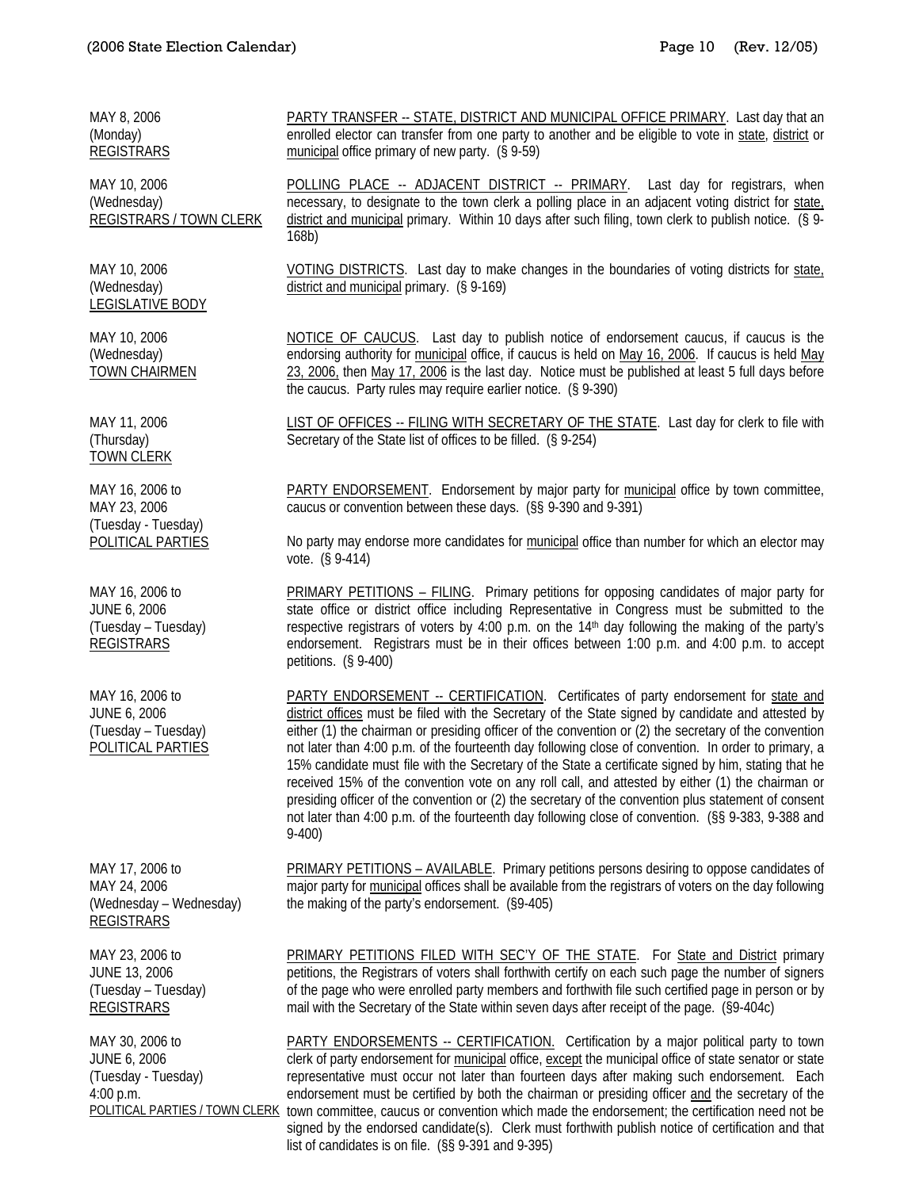| | |
|---|---|
| MAY 8, 2006<br>(Monday)<br>REGISTRARS | PARTY TRANSFER -- STATE, DISTRICT AND MUNICIPAL OFFICE PRIMARY. Last day that an enrolled elector can transfer from one party to another and be eligible to vote in state, district or municipal office primary of new party. (§ 9-59) |
| MAY 10, 2006<br>(Wednesday)<br>REGISTRARS / TOWN CLERK | POLLING PLACE -- ADJACENT DISTRICT -- PRIMARY. Last day for registrars, when necessary, to designate to the town clerk a polling place in an adjacent voting district for state, district and municipal primary. Within 10 days after such filing, town clerk to publish notice. (§ 9-168b) |
| MAY 10, 2006<br>(Wednesday)<br>LEGISLATIVE BODY | VOTING DISTRICTS. Last day to make changes in the boundaries of voting districts for state, district and municipal primary. (§ 9-169) |
| MAY 10, 2006<br>(Wednesday)<br>TOWN CHAIRMEN | NOTICE OF CAUCUS. Last day to publish notice of endorsement caucus, if caucus is the endorsing authority for municipal office, if caucus is held on May 16, 2006. If caucus is held May 23, 2006, then May 17, 2006 is the last day. Notice must be published at least 5 full days before the caucus. Party rules may require earlier notice. (§ 9-390) |
| MAY 11, 2006<br>(Thursday)<br>TOWN CLERK | LIST OF OFFICES -- FILING WITH SECRETARY OF THE STATE. Last day for clerk to file with Secretary of the State list of offices to be filled. (§ 9-254) |
| MAY 16, 2006 to<br>MAY 23, 2006<br>(Tuesday - Tuesday)<br>POLITICAL PARTIES | PARTY ENDORSEMENT. Endorsement by major party for municipal office by town committee, caucus or convention between these days. (§§ 9-390 and 9-391)<br><br>No party may endorse more candidates for municipal office than number for which an elector may vote. (§ 9-414) |
| MAY 16, 2006 to<br>JUNE 6, 2006<br>(Tuesday – Tuesday)<br>REGISTRARS | PRIMARY PETITIONS – FILING. Primary petitions for opposing candidates of major party for state office or district office including Representative in Congress must be submitted to the respective registrars of voters by 4:00 p.m. on the 14th day following the making of the party's endorsement. Registrars must be in their offices between 1:00 p.m. and 4:00 p.m. to accept petitions. (§ 9-400) |
| MAY 16, 2006 to<br>JUNE 6, 2006<br>(Tuesday – Tuesday)<br>POLITICAL PARTIES | PARTY ENDORSEMENT -- CERTIFICATION. Certificates of party endorsement for state and district offices must be filed with the Secretary of the State signed by candidate and attested by either (1) the chairman or presiding officer of the convention or (2) the secretary of the convention not later than 4:00 p.m. of the fourteenth day following close of convention. In order to primary, a 15% candidate must file with the Secretary of the State a certificate signed by him, stating that he received 15% of the convention vote on any roll call, and attested by either (1) the chairman or presiding officer of the convention or (2) the secretary of the convention plus statement of consent not later than 4:00 p.m. of the fourteenth day following close of convention. (§§ 9-383, 9-388 and 9-400) |
| MAY 17, 2006 to<br>MAY 24, 2006<br>(Wednesday – Wednesday)<br>REGISTRARS | PRIMARY PETITIONS – AVAILABLE. Primary petitions persons desiring to oppose candidates of major party for municipal offices shall be available from the registrars of voters on the day following the making of the party's endorsement. (§9-405) |
| MAY 23, 2006 to<br>JUNE 13, 2006<br>(Tuesday – Tuesday)<br>REGISTRARS | PRIMARY PETITIONS FILED WITH SEC'Y OF THE STATE. For State and District primary petitions, the Registrars of voters shall forthwith certify on each such page the number of signers of the page who were enrolled party members and forthwith file such certified page in person or by mail with the Secretary of the State within seven days after receipt of the page. (§9-404c) |
| MAY 30, 2006 to<br>JUNE 6, 2006<br>(Tuesday - Tuesday)<br>4:00 p.m.<br>POLITICAL PARTIES / TOWN CLERK | PARTY ENDORSEMENTS -- CERTIFICATION. Certification by a major political party to town clerk of party endorsement for municipal office, except the municipal office of state senator or state representative must occur not later than fourteen days after making such endorsement. Each endorsement must be certified by both the chairman or presiding officer and the secretary of the town committee, caucus or convention which made the endorsement; the certification need not be signed by the endorsed candidate(s). Clerk must forthwith publish notice of certification and that list of candidates is on file. (§§ 9-391 and 9-395) |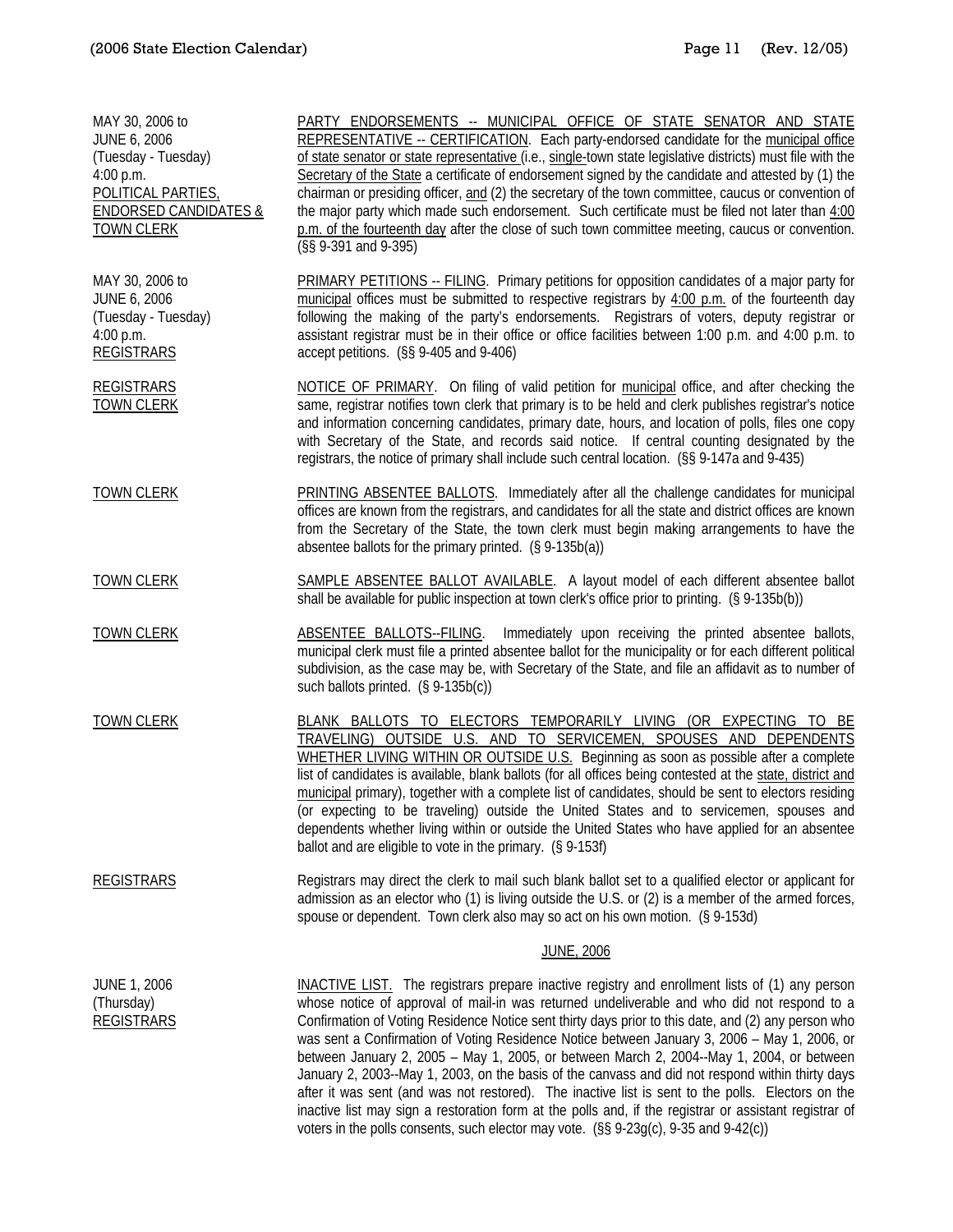| | |
|---|---|
| MAY 30, 2006 to<br>JUNE 6, 2006<br>(Tuesday - Tuesday)<br>4:00 p.m.<br>POLITICAL PARTIES, ENDORSED CANDIDATES & TOWN CLERK | PARTY ENDORSEMENTS -- MUNICIPAL OFFICE OF STATE SENATOR AND STATE REPRESENTATIVE -- CERTIFICATION. Each party-endorsed candidate for the municipal office of state senator or state representative (i.e., single-town state legislative districts) must file with the Secretary of the State a certificate of endorsement signed by the candidate and attested by (1) the chairman or presiding officer, and (2) the secretary of the town committee, caucus or convention of the major party which made such endorsement. Such certificate must be filed not later than 4:00 p.m. of the fourteenth day after the close of such town committee meeting, caucus or convention. (§§ 9-391 and 9-395) |
| MAY 30, 2006 to<br>JUNE 6, 2006<br>(Tuesday - Tuesday)<br>4:00 p.m.<br>REGISTRARS | PRIMARY PETITIONS -- FILING. Primary petitions for opposition candidates of a major party for municipal offices must be submitted to respective registrars by 4:00 p.m. of the fourteenth day following the making of the party's endorsements. Registrars of voters, deputy registrar or assistant registrar must be in their office or office facilities between 1:00 p.m. and 4:00 p.m. to accept petitions. (§§ 9-405 and 9-406) |
| REGISTRARS<br>TOWN CLERK | NOTICE OF PRIMARY. On filing of valid petition for municipal office, and after checking the same, registrar notifies town clerk that primary is to be held and clerk publishes registrar's notice and information concerning candidates, primary date, hours, and location of polls, files one copy with Secretary of the State, and records said notice. If central counting designated by the registrars, the notice of primary shall include such central location. (§§ 9-147a and 9-435) |
| TOWN CLERK | PRINTING ABSENTEE BALLOTS. Immediately after all the challenge candidates for municipal offices are known from the registrars, and candidates for all the state and district offices are known from the Secretary of the State, the town clerk must begin making arrangements to have the absentee ballots for the primary printed. (§ 9-135b(a)) |
| TOWN CLERK | SAMPLE ABSENTEE BALLOT AVAILABLE. A layout model of each different absentee ballot shall be available for public inspection at town clerk's office prior to printing. (§ 9-135b(b)) |
| TOWN CLERK | ABSENTEE BALLOTS--FILING. Immediately upon receiving the printed absentee ballots, municipal clerk must file a printed absentee ballot for the municipality or for each different political subdivision, as the case may be, with Secretary of the State, and file an affidavit as to number of such ballots printed. (§ 9-135b(c)) |
| TOWN CLERK | BLANK BALLOTS TO ELECTORS TEMPORARILY LIVING (OR EXPECTING TO BE TRAVELING) OUTSIDE U.S. AND TO SERVICEMEN, SPOUSES AND DEPENDENTS WHETHER LIVING WITHIN OR OUTSIDE U.S. Beginning as soon as possible after a complete list of candidates is available, blank ballots (for all offices being contested at the state, district and municipal primary), together with a complete list of candidates, should be sent to electors residing (or expecting to be traveling) outside the United States and to servicemen, spouses and dependents whether living within or outside the United States who have applied for an absentee ballot and are eligible to vote in the primary. (§ 9-153f) |
| REGISTRARS | Registrars may direct the clerk to mail such blank ballot set to a qualified elector or applicant for admission as an elector who (1) is living outside the U.S. or (2) is a member of the armed forces, spouse or dependent. Town clerk also may so act on his own motion. (§ 9-153d) |

## JUNE, 2006

| | |
|---|---|
| JUNE 1, 2006<br>(Thursday)<br>REGISTRARS | INACTIVE LIST. The registrars prepare inactive registry and enrollment lists of (1) any person whose notice of approval of mail-in was returned undeliverable and who did not respond to a Confirmation of Voting Residence Notice sent thirty days prior to this date, and (2) any person who was sent a Confirmation of Voting Residence Notice between January 3, 2006 – May 1, 2006, or between January 2, 2005 – May 1, 2005, or between March 2, 2004--May 1, 2004, or between January 2, 2003--May 1, 2003, on the basis of the canvass and did not respond within thirty days after it was sent (and was not restored). The inactive list is sent to the polls. Electors on the inactive list may sign a restoration form at the polls and, if the registrar or assistant registrar of voters in the polls consents, such elector may vote. (§§ 9-23g(c), 9-35 and 9-42(c)) |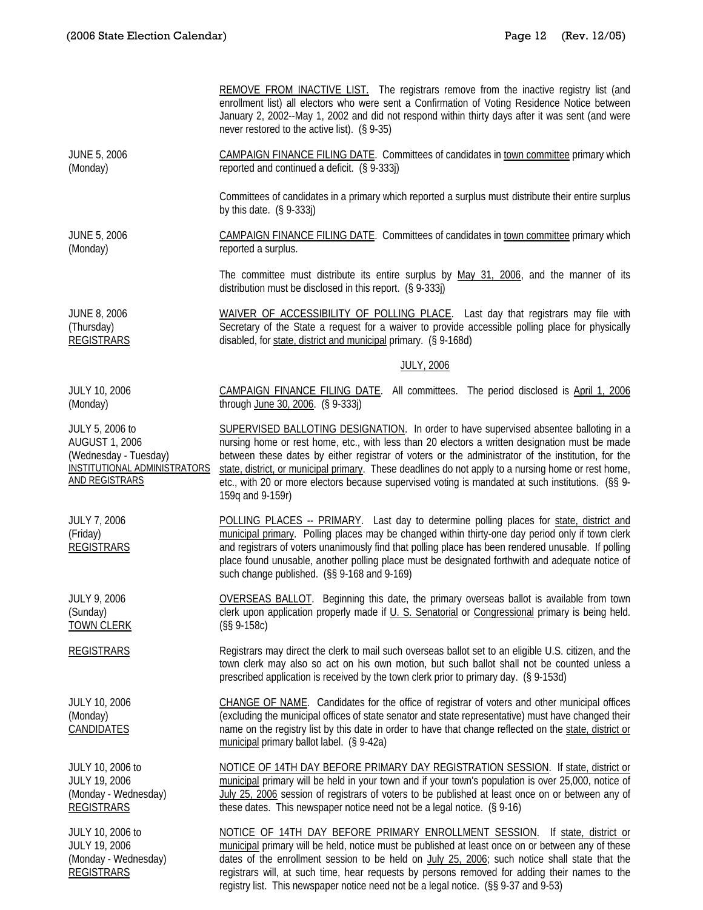| | |
|---|---|
| | REMOVE FROM INACTIVE LIST. The registrars remove from the inactive registry list (and enrollment list) all electors who were sent a Confirmation of Voting Residence Notice between January 2, 2002--May 1, 2002 and did not respond within thirty days after it was sent (and were never restored to the active list). (§ 9-35) |
| JUNE 5, 2006<br>(Monday) | CAMPAIGN FINANCE FILING DATE. Committees of candidates in town committee primary which reported and continued a deficit. (§ 9-333j) |
| | Committees of candidates in a primary which reported a surplus must distribute their entire surplus by this date. (§ 9-333j) |
| JUNE 5, 2006<br>(Monday) | CAMPAIGN FINANCE FILING DATE. Committees of candidates in town committee primary which reported a surplus. |
| | The committee must distribute its entire surplus by May 31, 2006, and the manner of its distribution must be disclosed in this report. (§ 9-333j) |
| JUNE 8, 2006<br>(Thursday)<br>REGISTRARS | WAIVER OF ACCESSIBILITY OF POLLING PLACE. Last day that registrars may file with Secretary of the State a request for a waiver to provide accessible polling place for physically disabled, for state, district and municipal primary. (§ 9-168d) |

## JULY, 2006

| | |
|---|---|
| JULY 10, 2006<br>(Monday) | CAMPAIGN FINANCE FILING DATE. All committees. The period disclosed is April 1, 2006 through June 30, 2006. (§ 9-333j) |
| JULY 5, 2006 to<br>AUGUST 1, 2006<br>(Wednesday - Tuesday)<br>INSTITUTIONAL ADMINISTRATORS AND REGISTRARS | SUPERVISED BALLOTING DESIGNATION. In order to have supervised absentee balloting in a nursing home or rest home, etc., with less than 20 electors a written designation must be made between these dates by either registrar of voters or the administrator of the institution, for the state, district, or municipal primary. These deadlines do not apply to a nursing home or rest home, etc., with 20 or more electors because supervised voting is mandated at such institutions. (§§ 9-159q and 9-159r) |
| JULY 7, 2006<br>(Friday)<br>REGISTRARS | POLLING PLACES -- PRIMARY. Last day to determine polling places for state, district and municipal primary. Polling places may be changed within thirty-one day period only if town clerk and registrars of voters unanimously find that polling place has been rendered unusable. If polling place found unusable, another polling place must be designated forthwith and adequate notice of such change published. (§§ 9-168 and 9-169) |
| JULY 9, 2006<br>(Sunday)<br>TOWN CLERK | OVERSEAS BALLOT. Beginning this date, the primary overseas ballot is available from town clerk upon application properly made if U. S. Senatorial or Congressional primary is being held. (§§ 9-158c) |
| REGISTRARS | Registrars may direct the clerk to mail such overseas ballot set to an eligible U.S. citizen, and the town clerk may also so act on his own motion, but such ballot shall not be counted unless a prescribed application is received by the town clerk prior to primary day. (§ 9-153d) |
| JULY 10, 2006<br>(Monday)<br>CANDIDATES | CHANGE OF NAME. Candidates for the office of registrar of voters and other municipal offices (excluding the municipal offices of state senator and state representative) must have changed their name on the registry list by this date in order to have that change reflected on the state, district or municipal primary ballot label. (§ 9-42a) |
| JULY 10, 2006 to<br>JULY 19, 2006<br>(Monday - Wednesday)<br>REGISTRARS | NOTICE OF 14TH DAY BEFORE PRIMARY DAY REGISTRATION SESSION. If state, district or municipal primary will be held in your town and if your town's population is over 25,000, notice of July 25, 2006 session of registrars of voters to be published at least once on or between any of these dates. This newspaper notice need not be a legal notice. (§ 9-16) |
| JULY 10, 2006 to<br>JULY 19, 2006<br>(Monday - Wednesday)<br>REGISTRARS | NOTICE OF 14TH DAY BEFORE PRIMARY ENROLLMENT SESSION. If state, district or municipal primary will be held, notice must be published at least once on or between any of these dates of the enrollment session to be held on July 25, 2006; such notice shall state that the registrars will, at such time, hear requests by persons removed for adding their names to the registry list. This newspaper notice need not be a legal notice. (§§ 9-37 and 9-53) |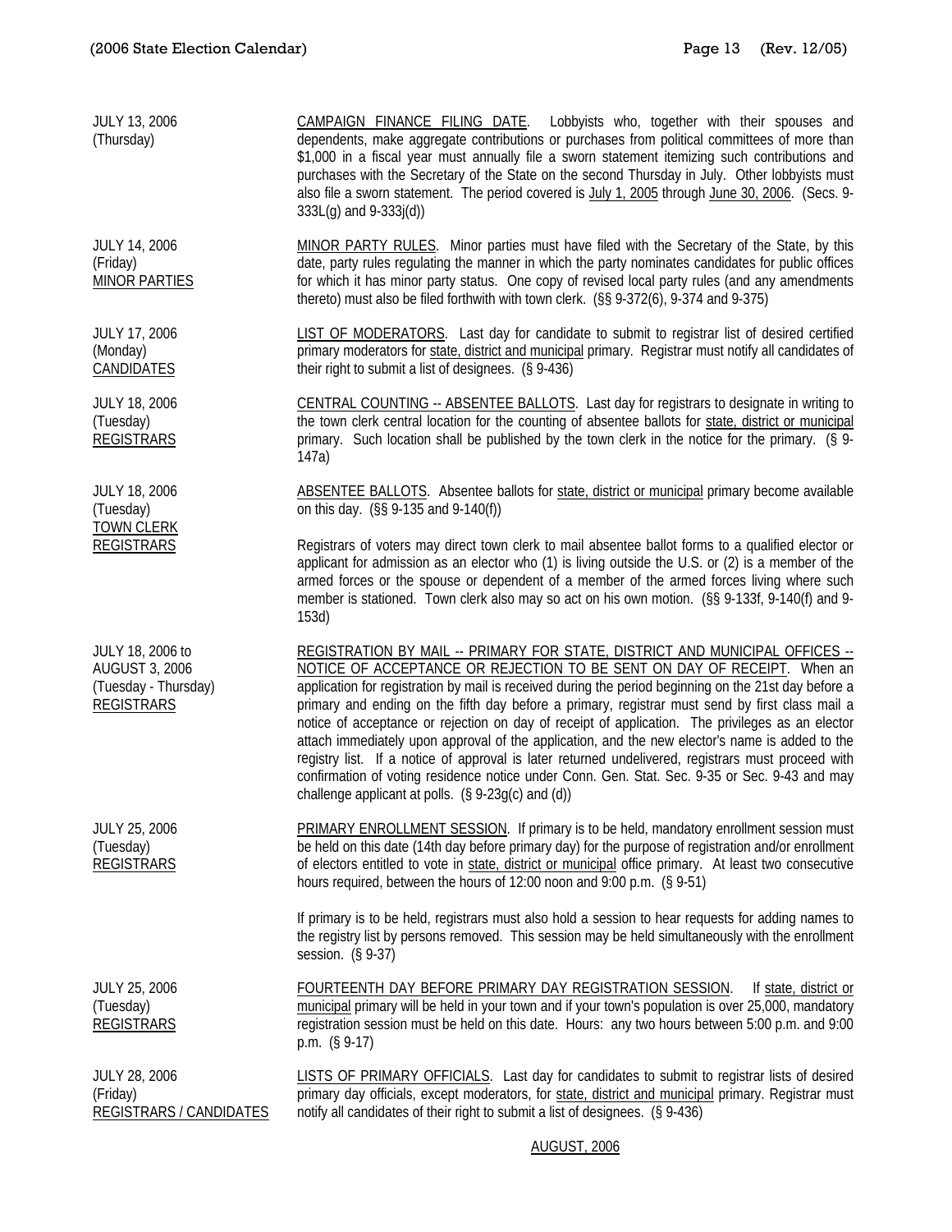| | |
|---|---|
| JULY 13, 2006<br>(Thursday) | CAMPAIGN FINANCE FILING DATE. Lobbyists who, together with their spouses and dependents, make aggregate contributions or purchases from political committees of more than $1,000 in a fiscal year must annually file a sworn statement itemizing such contributions and purchases with the Secretary of the State on the second Thursday in July. Other lobbyists must also file a sworn statement. The period covered is July 1, 2005 through June 30, 2006. (Secs. 9-333L(g) and 9-333j(d)) |
| JULY 14, 2006<br>(Friday)<br>MINOR PARTIES | MINOR PARTY RULES. Minor parties must have filed with the Secretary of the State, by this date, party rules regulating the manner in which the party nominates candidates for public offices for which it has minor party status. One copy of revised local party rules (and any amendments thereto) must also be filed forthwith with town clerk. (§§ 9-372(6), 9-374 and 9-375) |
| JULY 17, 2006<br>(Monday)<br>CANDIDATES | LIST OF MODERATORS. Last day for candidate to submit to registrar list of desired certified primary moderators for state, district and municipal primary. Registrar must notify all candidates of their right to submit a list of designees. (§ 9-436) |
| JULY 18, 2006<br>(Tuesday)<br>REGISTRARS | CENTRAL COUNTING -- ABSENTEE BALLOTS. Last day for registrars to designate in writing to the town clerk central location for the counting of absentee ballots for state, district or municipal primary. Such location shall be published by the town clerk in the notice for the primary. (§ 9-147a) |
| JULY 18, 2006<br>(Tuesday)<br>TOWN CLERK<br>REGISTRARS | ABSENTEE BALLOTS. Absentee ballots for state, district or municipal primary become available on this day. (§§ 9-135 and 9-140(f))<br><br>Registrars of voters may direct town clerk to mail absentee ballot forms to a qualified elector or applicant for admission as an elector who (1) is living outside the U.S. or (2) is a member of the armed forces or the spouse or dependent of a member of the armed forces living where such member is stationed. Town clerk also may so act on his own motion. (§§ 9-133f, 9-140(f) and 9-153d) |
| JULY 18, 2006 to<br>AUGUST 3, 2006<br>(Tuesday - Thursday)<br>REGISTRARS | REGISTRATION BY MAIL -- PRIMARY FOR STATE, DISTRICT AND MUNICIPAL OFFICES -- NOTICE OF ACCEPTANCE OR REJECTION TO BE SENT ON DAY OF RECEIPT. When an application for registration by mail is received during the period beginning on the 21st day before a primary and ending on the fifth day before a primary, registrar must send by first class mail a notice of acceptance or rejection on day of receipt of application. The privileges as an elector attach immediately upon approval of the application, and the new elector's name is added to the registry list. If a notice of approval is later returned undelivered, registrars must proceed with confirmation of voting residence notice under Conn. Gen. Stat. Sec. 9-35 or Sec. 9-43 and may challenge applicant at polls. (§ 9-23g(c) and (d)) |
| JULY 25, 2006<br>(Tuesday)<br>REGISTRARS | PRIMARY ENROLLMENT SESSION. If primary is to be held, mandatory enrollment session must be held on this date (14th day before primary day) for the purpose of registration and/or enrollment of electors entitled to vote in state, district or municipal office primary. At least two consecutive hours required, between the hours of 12:00 noon and 9:00 p.m. (§ 9-51)<br><br>If primary is to be held, registrars must also hold a session to hear requests for adding names to the registry list by persons removed. This session may be held simultaneously with the enrollment session. (§ 9-37) |
| JULY 25, 2006<br>(Tuesday)<br>REGISTRARS | FOURTEENTH DAY BEFORE PRIMARY DAY REGISTRATION SESSION. If state, district or municipal primary will be held in your town and if your town's population is over 25,000, mandatory registration session must be held on this date. Hours: any two hours between 5:00 p.m. and 9:00 p.m. (§ 9-17) |
| JULY 28, 2006<br>(Friday)<br>REGISTRARS / CANDIDATES | LISTS OF PRIMARY OFFICIALS. Last day for candidates to submit to registrar lists of desired primary day officials, except moderators, for state, district and municipal primary. Registrar must notify all candidates of their right to submit a list of designees. (§ 9-436) |

AUGUST, 2006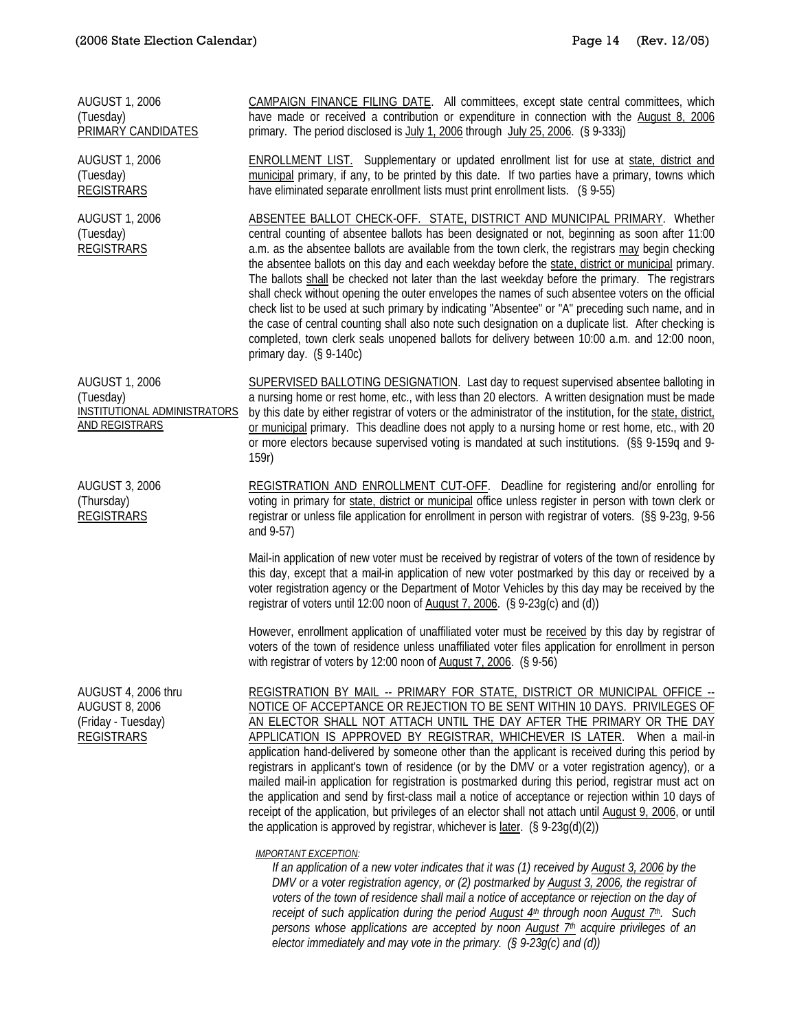| | |
|---|---|
| AUGUST 1, 2006<br>(Tuesday)<br>PRIMARY CANDIDATES | CAMPAIGN FINANCE FILING DATE. All committees, except state central committees, which have made or received a contribution or expenditure in connection with the August 8, 2006 primary. The period disclosed is July 1, 2006 through July 25, 2006. (§ 9-333j) |
| AUGUST 1, 2006<br>(Tuesday)<br>REGISTRARS | ENROLLMENT LIST. Supplementary or updated enrollment list for use at state, district and municipal primary, if any, to be printed by this date. If two parties have a primary, towns which have eliminated separate enrollment lists must print enrollment lists. (§ 9-55) |
| AUGUST 1, 2006<br>(Tuesday)<br>REGISTRARS | ABSENTEE BALLOT CHECK-OFF. STATE, DISTRICT AND MUNICIPAL PRIMARY. Whether central counting of absentee ballots has been designated or not, beginning as soon after 11:00 a.m. as the absentee ballots are available from the town clerk, the registrars may begin checking the absentee ballots on this day and each weekday before the state, district or municipal primary. The ballots shall be checked not later than the last weekday before the primary. The registrars shall check without opening the outer envelopes the names of such absentee voters on the official check list to be used at such primary by indicating "Absentee" or "A" preceding such name, and in the case of central counting shall also note such designation on a duplicate list. After checking is completed, town clerk seals unopened ballots for delivery between 10:00 a.m. and 12:00 noon, primary day. (§ 9-140c) |
| AUGUST 1, 2006<br>(Tuesday)<br>INSTITUTIONAL ADMINISTRATORS AND REGISTRARS | SUPERVISED BALLOTING DESIGNATION. Last day to request supervised absentee balloting in a nursing home or rest home, etc., with less than 20 electors. A written designation must be made by this date by either registrar of voters or the administrator of the institution, for the state, district, or municipal primary. This deadline does not apply to a nursing home or rest home, etc., with 20 or more electors because supervised voting is mandated at such institutions. (§§ 9-159q and 9-159r) |
| AUGUST 3, 2006<br>(Thursday)<br>REGISTRARS | REGISTRATION AND ENROLLMENT CUT-OFF. Deadline for registering and/or enrolling for voting in primary for state, district or municipal office unless register in person with town clerk or registrar or unless file application for enrollment in person with registrar of voters. (§§ 9-23g, 9-56 and 9-57)<br><br>Mail-in application of new voter must be received by registrar of voters of the town of residence by this day, except that a mail-in application of new voter postmarked by this day or received by a voter registration agency or the Department of Motor Vehicles by this day may be received by the registrar of voters until 12:00 noon of August 7, 2006. (§ 9-23g(c) and (d))<br><br>However, enrollment application of unaffiliated voter must be received by this day by registrar of voters of the town of residence unless unaffiliated voter files application for enrollment in person with registrar of voters by 12:00 noon of August 7, 2006. (§ 9-56) |
| AUGUST 4, 2006 thru<br>AUGUST 8, 2006<br>(Friday - Tuesday)<br>REGISTRARS | REGISTRATION BY MAIL -- PRIMARY FOR STATE, DISTRICT OR MUNICIPAL OFFICE -- NOTICE OF ACCEPTANCE OR REJECTION TO BE SENT WITHIN 10 DAYS. PRIVILEGES OF AN ELECTOR SHALL NOT ATTACH UNTIL THE DAY AFTER THE PRIMARY OR THE DAY APPLICATION IS APPROVED BY REGISTRAR, WHICHEVER IS LATER. When a mail-in application hand-delivered by someone other than the applicant is received during this period by registrars in applicant's town of residence (or by the DMV or a voter registration agency), or a mailed mail-in application for registration is postmarked during this period, registrar must act on the application and send by first-class mail a notice of acceptance or rejection within 10 days of receipt of the application, but privileges of an elector shall not attach until August 9, 2006, or until the application is approved by registrar, whichever is later. (§ 9-23g(d)(2))<br><br>*IMPORTANT EXCEPTION:*<br>*If an application of a new voter indicates that it was (1) received by August 3, 2006 by the DMV or a voter registration agency, or (2) postmarked by August 3, 2006, the registrar of voters of the town of residence shall mail a notice of acceptance or rejection on the day of receipt of such application during the period August 4th through noon August 7th. Such persons whose applications are accepted by noon August 7th acquire privileges of an elector immediately and may vote in the primary. (§ 9-23g(c) and (d))* |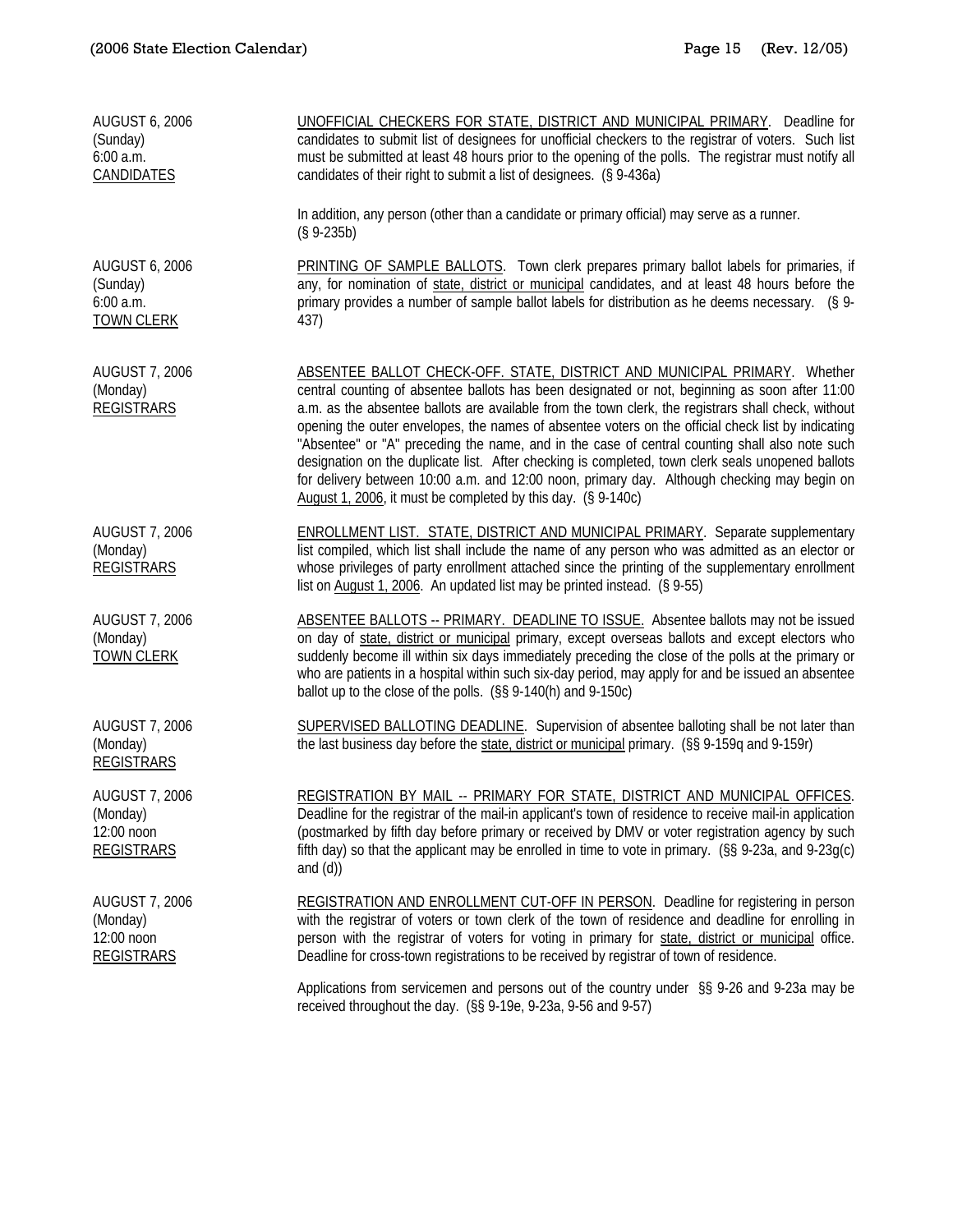| | |
|---|---|
| AUGUST 6, 2006<br>(Sunday)<br>6:00 a.m.<br><u>CANDIDATES</u> | <u>UNOFFICIAL CHECKERS FOR STATE, DISTRICT AND MUNICIPAL PRIMARY</u>. Deadline for candidates to submit list of designees for unofficial checkers to the registrar of voters. Such list must be submitted at least 48 hours prior to the opening of the polls. The registrar must notify all candidates of their right to submit a list of designees. (§ 9-436a)<br><br>In addition, any person (other than a candidate or primary official) may serve as a runner. (§ 9-235b) |
| AUGUST 6, 2006<br>(Sunday)<br>6:00 a.m.<br><u>TOWN CLERK</u> | <u>PRINTING OF SAMPLE BALLOTS</u>. Town clerk prepares primary ballot labels for primaries, if any, for nomination of <u>state, district or municipal</u> candidates, and at least 48 hours before the primary provides a number of sample ballot labels for distribution as he deems necessary. (§ 9-437) |
| AUGUST 7, 2006<br>(Monday)<br><u>REGISTRARS</u> | <u>ABSENTEE BALLOT CHECK-OFF. STATE, DISTRICT AND MUNICIPAL PRIMARY</u>. Whether central counting of absentee ballots has been designated or not, beginning as soon after 11:00 a.m. as the absentee ballots are available from the town clerk, the registrars shall check, without opening the outer envelopes, the names of absentee voters on the official check list by indicating "Absentee" or "A" preceding the name, and in the case of central counting shall also note such designation on the duplicate list. After checking is completed, town clerk seals unopened ballots for delivery between 10:00 a.m. and 12:00 noon, primary day. Although checking may begin on <u>August 1, 2006</u>, it must be completed by this day. (§ 9-140c) |
| AUGUST 7, 2006<br>(Monday)<br><u>REGISTRARS</u> | <u>ENROLLMENT LIST. STATE, DISTRICT AND MUNICIPAL PRIMARY</u>. Separate supplementary list compiled, which list shall include the name of any person who was admitted as an elector or whose privileges of party enrollment attached since the printing of the supplementary enrollment list on <u>August 1, 2006</u>. An updated list may be printed instead. (§ 9-55) |
| AUGUST 7, 2006<br>(Monday)<br><u>TOWN CLERK</u> | <u>ABSENTEE BALLOTS -- PRIMARY. DEADLINE TO ISSUE</u>. Absentee ballots may not be issued on day of <u>state, district or municipal</u> primary, except overseas ballots and except electors who suddenly become ill within six days immediately preceding the close of the polls at the primary or who are patients in a hospital within such six-day period, may apply for and be issued an absentee ballot up to the close of the polls. (§§ 9-140(h) and 9-150c) |
| AUGUST 7, 2006<br>(Monday)<br><u>REGISTRARS</u> | <u>SUPERVISED BALLOTING DEADLINE</u>. Supervision of absentee balloting shall be not later than the last business day before the <u>state, district or municipal</u> primary. (§§ 9-159q and 9-159r) |
| AUGUST 7, 2006<br>(Monday)<br>12:00 noon<br><u>REGISTRARS</u> | <u>REGISTRATION BY MAIL -- PRIMARY FOR STATE, DISTRICT AND MUNICIPAL OFFICES</u>. Deadline for the registrar of the mail-in applicant's town of residence to receive mail-in application (postmarked by fifth day before primary or received by DMV or voter registration agency by such fifth day) so that the applicant may be enrolled in time to vote in primary. (§§ 9-23a, and 9-23g(c) and (d)) |
| AUGUST 7, 2006<br>(Monday)<br>12:00 noon<br><u>REGISTRARS</u> | <u>REGISTRATION AND ENROLLMENT CUT-OFF IN PERSON</u>. Deadline for registering in person with the registrar of voters or town clerk of the town of residence and deadline for enrolling in person with the registrar of voters for voting in primary for <u>state, district or municipal</u> office. Deadline for cross-town registrations to be received by registrar of town of residence.<br><br>Applications from servicemen and persons out of the country under §§ 9-26 and 9-23a may be received throughout the day. (§§ 9-19e, 9-23a, 9-56 and 9-57) |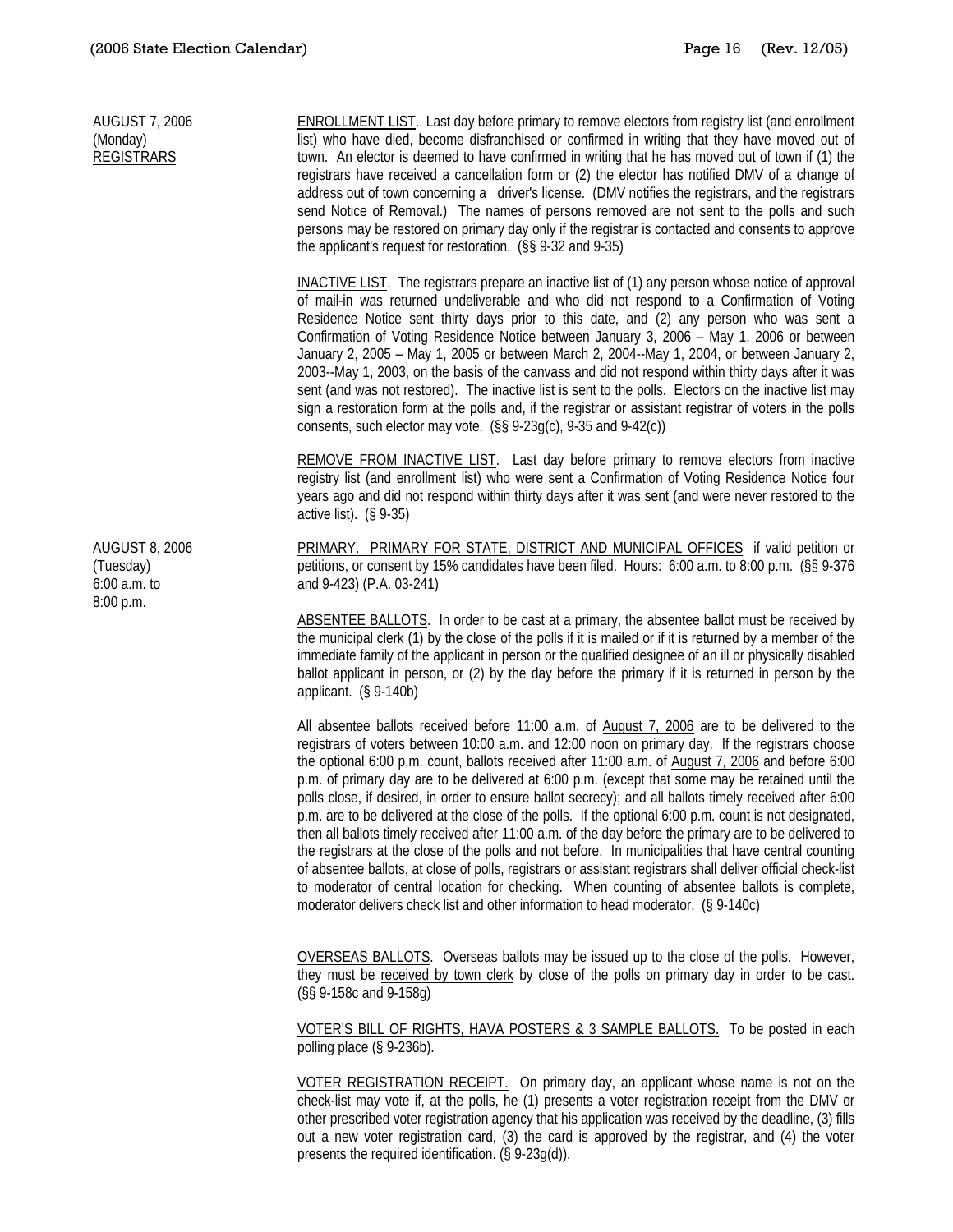**AUGUST 7, 2006**
(Monday)
<u>REGISTRARS</u>

<u>ENROLLMENT LIST</u>. Last day before primary to remove electors from registry list (and enrollment list) who have died, become disfranchised or confirmed in writing that they have moved out of town. An elector is deemed to have confirmed in writing that he has moved out of town if (1) the registrars have received a cancellation form or (2) the elector has notified DMV of a change of address out of town concerning a driver's license. (DMV notifies the registrars, and the registrars send Notice of Removal.) The names of persons removed are not sent to the polls and such persons may be restored on primary day only if the registrar is contacted and consents to approve the applicant's request for restoration. (§§ 9-32 and 9-35)

<u>INACTIVE LIST</u>. The registrars prepare an inactive list of (1) any person whose notice of approval of mail-in was returned undeliverable and who did not respond to a Confirmation of Voting Residence Notice sent thirty days prior to this date, and (2) any person who was sent a Confirmation of Voting Residence Notice between January 3, 2006 – May 1, 2006 or between January 2, 2005 – May 1, 2005 or between March 2, 2004--May 1, 2004, or between January 2, 2003--May 1, 2003, on the basis of the canvass and did not respond within thirty days after it was sent (and was not restored). The inactive list is sent to the polls. Electors on the inactive list may sign a restoration form at the polls and, if the registrar or assistant registrar of voters in the polls consents, such elector may vote. (§§ 9-23g(c), 9-35 and 9-42(c))

<u>REMOVE FROM INACTIVE LIST</u>. Last day before primary to remove electors from inactive registry list (and enrollment list) who were sent a Confirmation of Voting Residence Notice four years ago and did not respond within thirty days after it was sent (and were never restored to the active list). (§ 9-35)

**AUGUST 8, 2006**
(Tuesday)
6:00 a.m. to
8:00 p.m.

<u>PRIMARY. PRIMARY FOR STATE, DISTRICT AND MUNICIPAL OFFICES</u> if valid petition or petitions, or consent by 15% candidates have been filed. Hours: 6:00 a.m. to 8:00 p.m. (§§ 9-376 and 9-423) (P.A. 03-241)

<u>ABSENTEE BALLOTS</u>. In order to be cast at a primary, the absentee ballot must be received by the municipal clerk (1) by the close of the polls if it is mailed or if it is returned by a member of the immediate family of the applicant in person or the qualified designee of an ill or physically disabled ballot applicant in person, or (2) by the day before the primary if it is returned in person by the applicant. (§ 9-140b)

All absentee ballots received before 11:00 a.m. of <u>August 7, 2006</u> are to be delivered to the registrars of voters between 10:00 a.m. and 12:00 noon on primary day. If the registrars choose the optional 6:00 p.m. count, ballots received after 11:00 a.m. of <u>August 7, 2006</u> and before 6:00 p.m. of primary day are to be delivered at 6:00 p.m. (except that some may be retained until the polls close, if desired, in order to ensure ballot secrecy); and all ballots timely received after 6:00 p.m. are to be delivered at the close of the polls. If the optional 6:00 p.m. count is not designated, then all ballots timely received after 11:00 a.m. of the day before the primary are to be delivered to the registrars at the close of the polls and not before. In municipalities that have central counting of absentee ballots, at close of polls, registrars or assistant registrars shall deliver official check-list to moderator of central location for checking. When counting of absentee ballots is complete, moderator delivers check list and other information to head moderator. (§ 9-140c)

<u>OVERSEAS BALLOTS</u>. Overseas ballots may be issued up to the close of the polls. However, they must be <u>received by town clerk</u> by close of the polls on primary day in order to be cast. (§§ 9-158c and 9-158g)

<u>VOTER'S BILL OF RIGHTS, HAVA POSTERS & 3 SAMPLE BALLOTS.</u> To be posted in each polling place (§ 9-236b).

<u>VOTER REGISTRATION RECEIPT.</u> On primary day, an applicant whose name is not on the check-list may vote if, at the polls, he (1) presents a voter registration receipt from the DMV or other prescribed voter registration agency that his application was received by the deadline, (3) fills out a new voter registration card, (3) the card is approved by the registrar, and (4) the voter presents the required identification. (§ 9-23g(d)).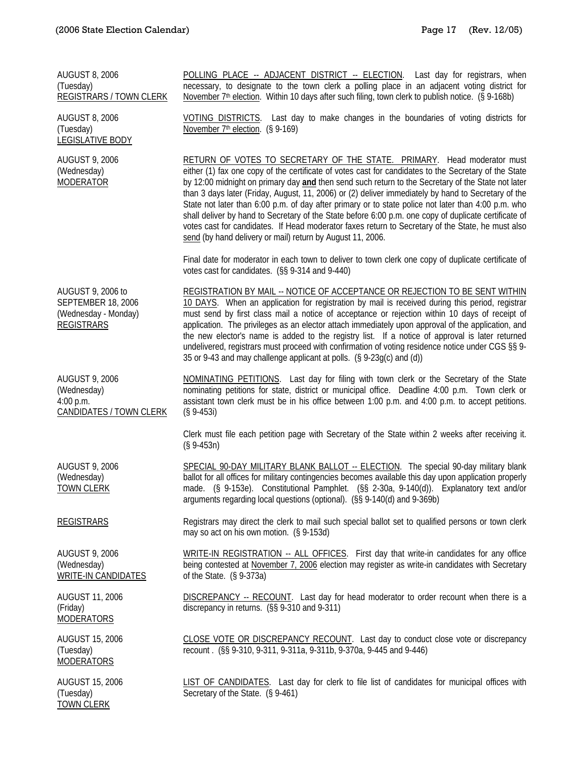| | |
|---|---|
| AUGUST 8, 2006<br>(Tuesday)<br>REGISTRARS / TOWN CLERK | POLLING PLACE -- ADJACENT DISTRICT -- ELECTION. Last day for registrars, when necessary, to designate to the town clerk a polling place in an adjacent voting district for November 7th election. Within 10 days after such filing, town clerk to publish notice. (§ 9-168b) |
| AUGUST 8, 2006<br>(Tuesday)<br>LEGISLATIVE BODY | VOTING DISTRICTS. Last day to make changes in the boundaries of voting districts for November 7th election. (§ 9-169) |
| AUGUST 9, 2006<br>(Wednesday)<br>MODERATOR | RETURN OF VOTES TO SECRETARY OF THE STATE. PRIMARY. Head moderator must either (1) fax one copy of the certificate of votes cast for candidates to the Secretary of the State by 12:00 midnight on primary day **and** then send such return to the Secretary of the State not later than 3 days later (Friday, August, 11, 2006) or (2) deliver immediately by hand to Secretary of the State not later than 6:00 p.m. of day after primary or to state police not later than 4:00 p.m. who shall deliver by hand to Secretary of the State before 6:00 p.m. one copy of duplicate certificate of votes cast for candidates. If Head moderator faxes return to Secretary of the State, he must also send (by hand delivery or mail) return by August 11, 2006.<br><br>Final date for moderator in each town to deliver to town clerk one copy of duplicate certificate of votes cast for candidates. (§§ 9-314 and 9-440) |
| AUGUST 9, 2006 to<br>SEPTEMBER 18, 2006<br>(Wednesday - Monday)<br>REGISTRARS | REGISTRATION BY MAIL -- NOTICE OF ACCEPTANCE OR REJECTION TO BE SENT WITHIN 10 DAYS. When an application for registration by mail is received during this period, registrar must send by first class mail a notice of acceptance or rejection within 10 days of receipt of application. The privileges as an elector attach immediately upon approval of the application, and the new elector's name is added to the registry list. If a notice of approval is later returned undelivered, registrars must proceed with confirmation of voting residence notice under CGS §§ 9-35 or 9-43 and may challenge applicant at polls. (§ 9-23g(c) and (d)) |
| AUGUST 9, 2006<br>(Wednesday)<br>4:00 p.m.<br>CANDIDATES / TOWN CLERK | NOMINATING PETITIONS. Last day for filing with town clerk or the Secretary of the State nominating petitions for state, district or municipal office. Deadline 4:00 p.m. Town clerk or assistant town clerk must be in his office between 1:00 p.m. and 4:00 p.m. to accept petitions. (§ 9-453i)<br><br>Clerk must file each petition page with Secretary of the State within 2 weeks after receiving it. (§ 9-453n) |
| AUGUST 9, 2006<br>(Wednesday)<br>TOWN CLERK | SPECIAL 90-DAY MILITARY BLANK BALLOT -- ELECTION. The special 90-day military blank ballot for all offices for military contingencies becomes available this day upon application properly made. (§ 9-153e). Constitutional Pamphlet. (§§ 2-30a, 9-140(d)). Explanatory text and/or arguments regarding local questions (optional). (§§ 9-140(d) and 9-369b) |
| REGISTRARS | Registrars may direct the clerk to mail such special ballot set to qualified persons or town clerk may so act on his own motion. (§ 9-153d) |
| AUGUST 9, 2006<br>(Wednesday)<br>WRITE-IN CANDIDATES | WRITE-IN REGISTRATION -- ALL OFFICES. First day that write-in candidates for any office being contested at November 7, 2006 election may register as write-in candidates with Secretary of the State. (§ 9-373a) |
| AUGUST 11, 2006<br>(Friday)<br>MODERATORS | DISCREPANCY -- RECOUNT. Last day for head moderator to order recount when there is a discrepancy in returns. (§§ 9-310 and 9-311) |
| AUGUST 15, 2006<br>(Tuesday)<br>MODERATORS | CLOSE VOTE OR DISCREPANCY RECOUNT. Last day to conduct close vote or discrepancy recount . (§§ 9-310, 9-311, 9-311a, 9-311b, 9-370a, 9-445 and 9-446) |
| AUGUST 15, 2006<br>(Tuesday)<br>TOWN CLERK | LIST OF CANDIDATES. Last day for clerk to file list of candidates for municipal offices with Secretary of the State. (§ 9-461) |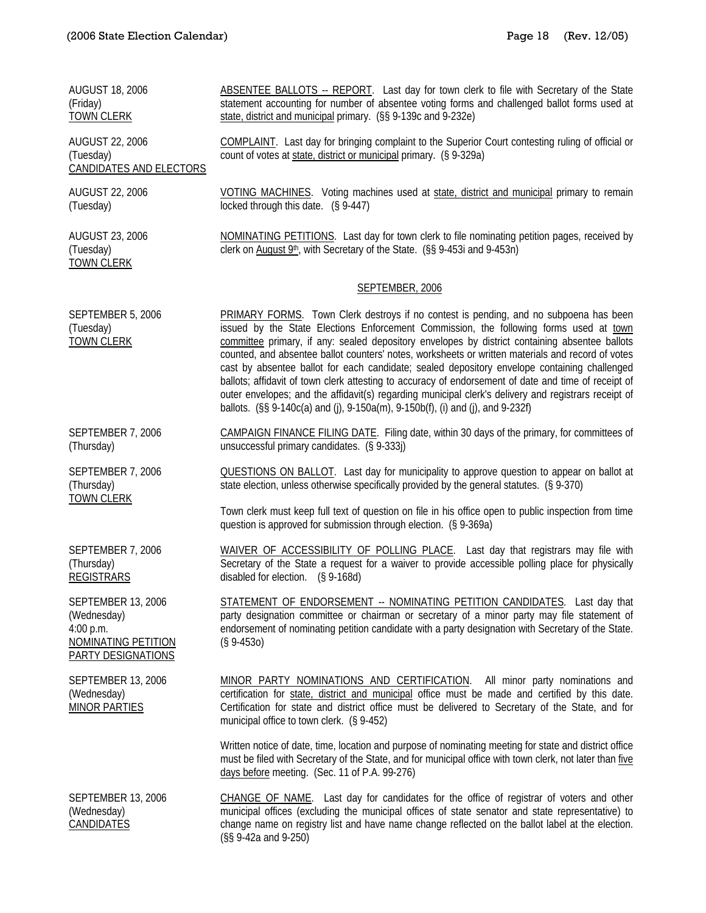AUGUST 18, 2006
(Friday)
TOWN CLERK

ABSENTEE BALLOTS -- REPORT. Last day for town clerk to file with Secretary of the State statement accounting for number of absentee voting forms and challenged ballot forms used at state, district and municipal primary. (§§ 9-139c and 9-232e)

AUGUST 22, 2006
(Tuesday)
CANDIDATES AND ELECTORS

COMPLAINT. Last day for bringing complaint to the Superior Court contesting ruling of official or count of votes at state, district or municipal primary. (§ 9-329a)

AUGUST 22, 2006
(Tuesday)

VOTING MACHINES. Voting machines used at state, district and municipal primary to remain locked through this date. (§ 9-447)

AUGUST 23, 2006
(Tuesday)
TOWN CLERK

NOMINATING PETITIONS. Last day for town clerk to file nominating petition pages, received by clerk on August 9th, with Secretary of the State. (§§ 9-453i and 9-453n)

## SEPTEMBER, 2006

SEPTEMBER 5, 2006
(Tuesday)
TOWN CLERK

PRIMARY FORMS. Town Clerk destroys if no contest is pending, and no subpoena has been issued by the State Elections Enforcement Commission, the following forms used at town committee primary, if any: sealed depository envelopes by district containing absentee ballots counted, and absentee ballot counters' notes, worksheets or written materials and record of votes cast by absentee ballot for each candidate; sealed depository envelope containing challenged ballots; affidavit of town clerk attesting to accuracy of endorsement of date and time of receipt of outer envelopes; and the affidavit(s) regarding municipal clerk's delivery and registrars receipt of ballots. (§§ 9-140c(a) and (j), 9-150a(m), 9-150b(f), (i) and (j), and 9-232f)

SEPTEMBER 7, 2006
(Thursday)

CAMPAIGN FINANCE FILING DATE. Filing date, within 30 days of the primary, for committees of unsuccessful primary candidates. (§ 9-333j)

SEPTEMBER 7, 2006
(Thursday)
TOWN CLERK

QUESTIONS ON BALLOT. Last day for municipality to approve question to appear on ballot at state election, unless otherwise specifically provided by the general statutes. (§ 9-370)

Town clerk must keep full text of question on file in his office open to public inspection from time question is approved for submission through election. (§ 9-369a)

SEPTEMBER 7, 2006
(Thursday)
REGISTRARS

WAIVER OF ACCESSIBILITY OF POLLING PLACE. Last day that registrars may file with Secretary of the State a request for a waiver to provide accessible polling place for physically disabled for election. (§ 9-168d)

SEPTEMBER 13, 2006
(Wednesday)
4:00 p.m.
NOMINATING PETITION PARTY DESIGNATIONS

STATEMENT OF ENDORSEMENT -- NOMINATING PETITION CANDIDATES. Last day that party designation committee or chairman or secretary of a minor party may file statement of endorsement of nominating petition candidate with a party designation with Secretary of the State. (§ 9-453o)

SEPTEMBER 13, 2006
(Wednesday)
MINOR PARTIES

MINOR PARTY NOMINATIONS AND CERTIFICATION. All minor party nominations and certification for state, district and municipal office must be made and certified by this date. Certification for state and district office must be delivered to Secretary of the State, and for municipal office to town clerk. (§ 9-452)

Written notice of date, time, location and purpose of nominating meeting for state and district office must be filed with Secretary of the State, and for municipal office with town clerk, not later than five days before meeting. (Sec. 11 of P.A. 99-276)

SEPTEMBER 13, 2006
(Wednesday)
CANDIDATES

CHANGE OF NAME. Last day for candidates for the office of registrar of voters and other municipal offices (excluding the municipal offices of state senator and state representative) to change name on registry list and have name change reflected on the ballot label at the election. (§§ 9-42a and 9-250)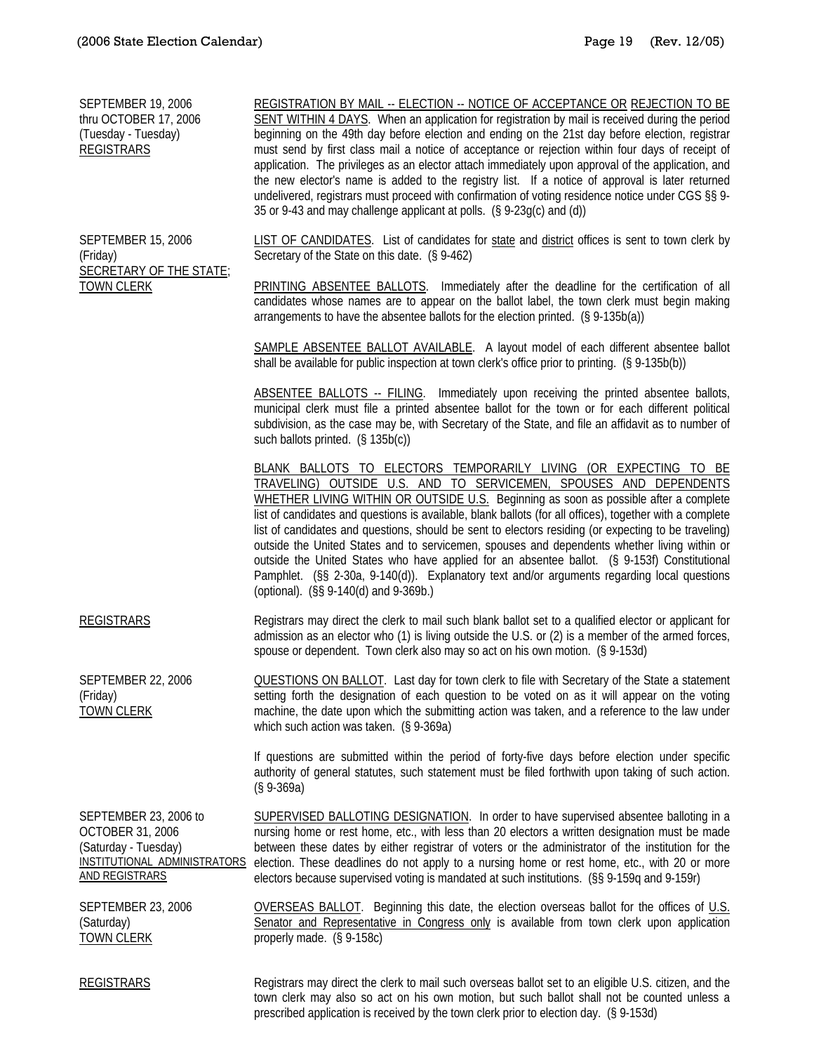| | |
|---|---|
| SEPTEMBER 19, 2006 thru OCTOBER 17, 2006 (Tuesday - Tuesday) REGISTRARS | REGISTRATION BY MAIL -- ELECTION -- NOTICE OF ACCEPTANCE OR REJECTION TO BE SENT WITHIN 4 DAYS. When an application for registration by mail is received during the period beginning on the 49th day before election and ending on the 21st day before election, registrar must send by first class mail a notice of acceptance or rejection within four days of receipt of application. The privileges as an elector attach immediately upon approval of the application, and the new elector's name is added to the registry list. If a notice of approval is later returned undelivered, registrars must proceed with confirmation of voting residence notice under CGS §§ 9-35 or 9-43 and may challenge applicant at polls. (§ 9-23g(c) and (d)) |
| SEPTEMBER 15, 2006 (Friday) SECRETARY OF THE STATE; TOWN CLERK | LIST OF CANDIDATES. List of candidates for state and district offices is sent to town clerk by Secretary of the State on this date. (§ 9-462) |
| | PRINTING ABSENTEE BALLOTS. Immediately after the deadline for the certification of all candidates whose names are to appear on the ballot label, the town clerk must begin making arrangements to have the absentee ballots for the election printed. (§ 9-135b(a)) |
| | SAMPLE ABSENTEE BALLOT AVAILABLE. A layout model of each different absentee ballot shall be available for public inspection at town clerk's office prior to printing. (§ 9-135b(b)) |
| | ABSENTEE BALLOTS -- FILING. Immediately upon receiving the printed absentee ballots, municipal clerk must file a printed absentee ballot for the town or for each different political subdivision, as the case may be, with Secretary of the State, and file an affidavit as to number of such ballots printed. (§ 135b(c)) |
| | BLANK BALLOTS TO ELECTORS TEMPORARILY LIVING (OR EXPECTING TO BE TRAVELING) OUTSIDE U.S. AND TO SERVICEMEN, SPOUSES AND DEPENDENTS WHETHER LIVING WITHIN OR OUTSIDE U.S. Beginning as soon as possible after a complete list of candidates and questions is available, blank ballots (for all offices), together with a complete list of candidates and questions, should be sent to electors residing (or expecting to be traveling) outside the United States and to servicemen, spouses and dependents whether living within or outside the United States who have applied for an absentee ballot. (§ 9-153f) Constitutional Pamphlet. (§§ 2-30a, 9-140(d)). Explanatory text and/or arguments regarding local questions (optional). (§§ 9-140(d) and 9-369b.) |
| REGISTRARS | Registrars may direct the clerk to mail such blank ballot set to a qualified elector or applicant for admission as an elector who (1) is living outside the U.S. or (2) is a member of the armed forces, spouse or dependent. Town clerk also may so act on his own motion. (§ 9-153d) |
| SEPTEMBER 22, 2006 (Friday) TOWN CLERK | QUESTIONS ON BALLOT. Last day for town clerk to file with Secretary of the State a statement setting forth the designation of each question to be voted on as it will appear on the voting machine, the date upon which the submitting action was taken, and a reference to the law under which such action was taken. (§ 9-369a) |
| | If questions are submitted within the period of forty-five days before election under specific authority of general statutes, such statement must be filed forthwith upon taking of such action. (§ 9-369a) |
| SEPTEMBER 23, 2006 to OCTOBER 31, 2006 (Saturday - Tuesday) INSTITUTIONAL ADMINISTRATORS AND REGISTRARS | SUPERVISED BALLOTING DESIGNATION. In order to have supervised absentee balloting in a nursing home or rest home, etc., with less than 20 electors a written designation must be made between these dates by either registrar of voters or the administrator of the institution for the election. These deadlines do not apply to a nursing home or rest home, etc., with 20 or more electors because supervised voting is mandated at such institutions. (§§ 9-159q and 9-159r) |
| SEPTEMBER 23, 2006 (Saturday) TOWN CLERK | OVERSEAS BALLOT. Beginning this date, the election overseas ballot for the offices of U.S. Senator and Representative in Congress only is available from town clerk upon application properly made. (§ 9-158c) |
| REGISTRARS | Registrars may direct the clerk to mail such overseas ballot set to an eligible U.S. citizen, and the town clerk may also so act on his own motion, but such ballot shall not be counted unless a prescribed application is received by the town clerk prior to election day. (§ 9-153d) |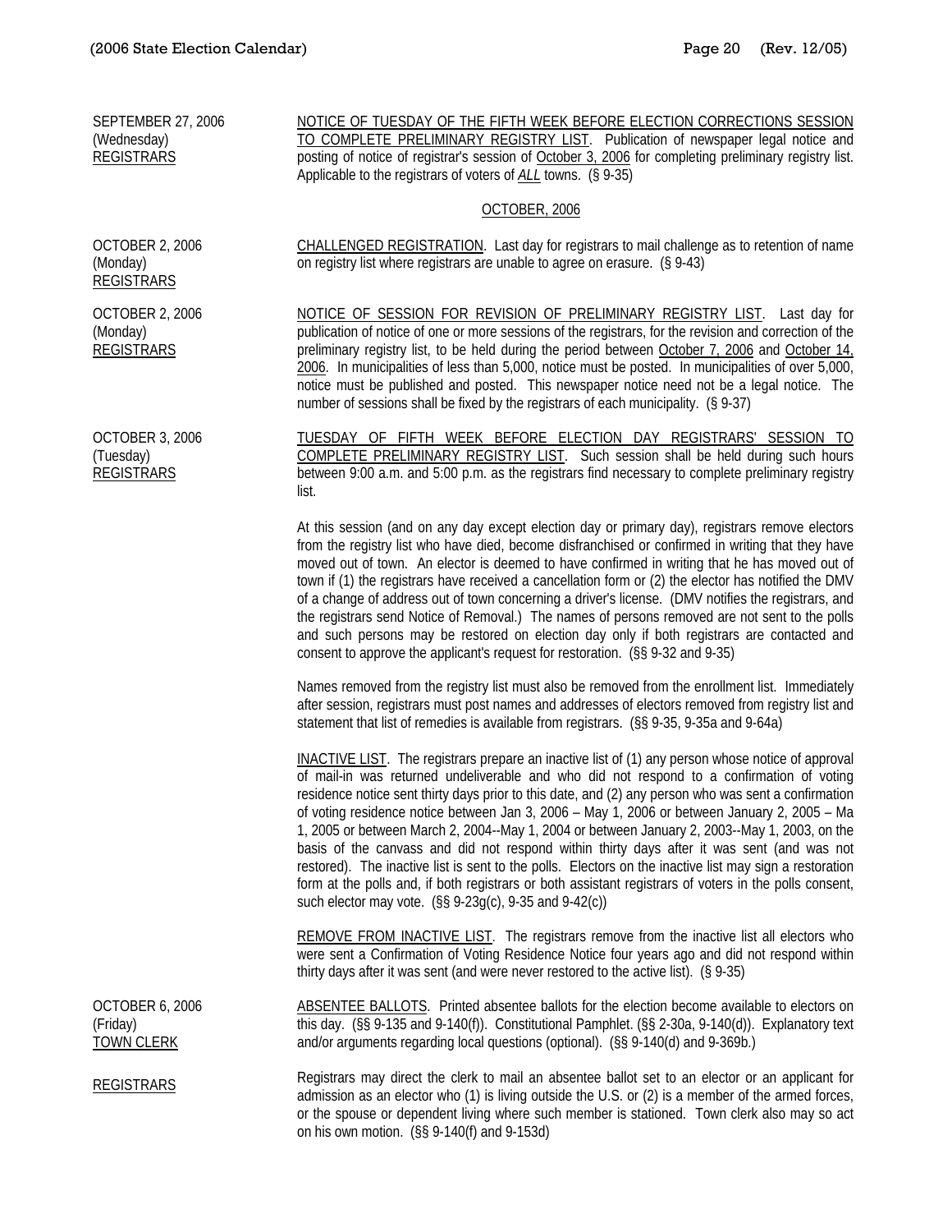SEPTEMBER 27, 2006 (Wednesday) REGISTRARS

NOTICE OF TUESDAY OF THE FIFTH WEEK BEFORE ELECTION CORRECTIONS SESSION TO COMPLETE PRELIMINARY REGISTRY LIST. Publication of newspaper legal notice and posting of notice of registrar's session of October 3, 2006 for completing preliminary registry list. Applicable to the registrars of voters of *ALL* towns. (§ 9-35)

## OCTOBER, 2006

OCTOBER 2, 2006 (Monday) REGISTRARS

CHALLENGED REGISTRATION. Last day for registrars to mail challenge as to retention of name on registry list where registrars are unable to agree on erasure. (§ 9-43)

OCTOBER 2, 2006 (Monday) REGISTRARS

NOTICE OF SESSION FOR REVISION OF PRELIMINARY REGISTRY LIST. Last day for publication of notice of one or more sessions of the registrars, for the revision and correction of the preliminary registry list, to be held during the period between October 7, 2006 and October 14, 2006. In municipalities of less than 5,000, notice must be posted. In municipalities of over 5,000, notice must be published and posted. This newspaper notice need not be a legal notice. The number of sessions shall be fixed by the registrars of each municipality. (§ 9-37)

OCTOBER 3, 2006 (Tuesday) REGISTRARS

TUESDAY OF FIFTH WEEK BEFORE ELECTION DAY REGISTRARS' SESSION TO COMPLETE PRELIMINARY REGISTRY LIST. Such session shall be held during such hours between 9:00 a.m. and 5:00 p.m. as the registrars find necessary to complete preliminary registry list.

At this session (and on any day except election day or primary day), registrars remove electors from the registry list who have died, become disfranchised or confirmed in writing that they have moved out of town. An elector is deemed to have confirmed in writing that he has moved out of town if (1) the registrars have received a cancellation form or (2) the elector has notified the DMV of a change of address out of town concerning a driver's license. (DMV notifies the registrars, and the registrars send Notice of Removal.) The names of persons removed are not sent to the polls and such persons may be restored on election day only if both registrars are contacted and consent to approve the applicant's request for restoration. (§§ 9-32 and 9-35)

Names removed from the registry list must also be removed from the enrollment list. Immediately after session, registrars must post names and addresses of electors removed from registry list and statement that list of remedies is available from registrars. (§§ 9-35, 9-35a and 9-64a)

INACTIVE LIST. The registrars prepare an inactive list of (1) any person whose notice of approval of mail-in was returned undeliverable and who did not respond to a confirmation of voting residence notice sent thirty days prior to this date, and (2) any person who was sent a confirmation of voting residence notice between Jan 3, 2006 – May 1, 2006 or between January 2, 2005 – Ma 1, 2005 or between March 2, 2004--May 1, 2004 or between January 2, 2003--May 1, 2003, on the basis of the canvass and did not respond within thirty days after it was sent (and was not restored). The inactive list is sent to the polls. Electors on the inactive list may sign a restoration form at the polls and, if both registrars or both assistant registrars of voters in the polls consent, such elector may vote. (§§ 9-23g(c), 9-35 and 9-42(c))

REMOVE FROM INACTIVE LIST. The registrars remove from the inactive list all electors who were sent a Confirmation of Voting Residence Notice four years ago and did not respond within thirty days after it was sent (and were never restored to the active list). (§ 9-35)

OCTOBER 6, 2006 (Friday) TOWN CLERK

ABSENTEE BALLOTS. Printed absentee ballots for the election become available to electors on this day. (§§ 9-135 and 9-140(f)). Constitutional Pamphlet. (§§ 2-30a, 9-140(d)). Explanatory text and/or arguments regarding local questions (optional). (§§ 9-140(d) and 9-369b.)

REGISTRARS

Registrars may direct the clerk to mail an absentee ballot set to an elector or an applicant for admission as an elector who (1) is living outside the U.S. or (2) is a member of the armed forces, or the spouse or dependent living where such member is stationed. Town clerk also may so act on his own motion. (§§ 9-140(f) and 9-153d)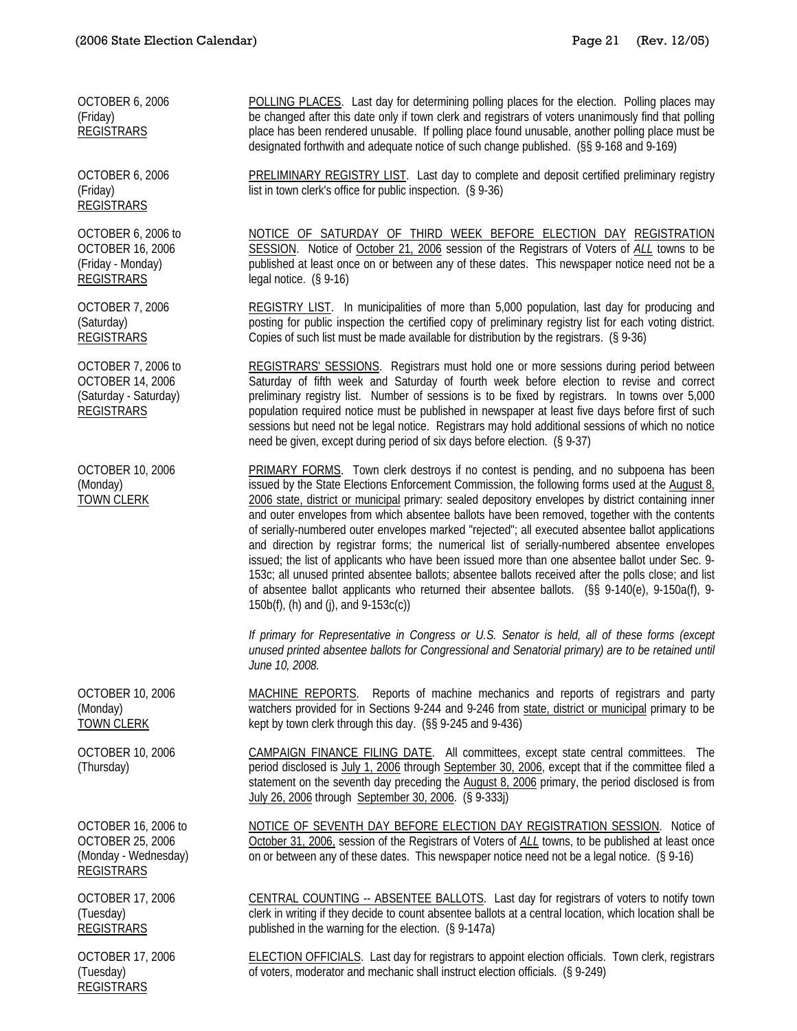| | |
|---|---|
| OCTOBER 6, 2006 (Friday) REGISTRARS | POLLING PLACES. Last day for determining polling places for the election. Polling places may be changed after this date only if town clerk and registrars of voters unanimously find that polling place has been rendered unusable. If polling place found unusable, another polling place must be designated forthwith and adequate notice of such change published. (§§ 9-168 and 9-169) |
| OCTOBER 6, 2006 (Friday) REGISTRARS | PRELIMINARY REGISTRY LIST. Last day to complete and deposit certified preliminary registry list in town clerk's office for public inspection. (§ 9-36) |
| OCTOBER 6, 2006 to OCTOBER 16, 2006 (Friday - Monday) REGISTRARS | NOTICE OF SATURDAY OF THIRD WEEK BEFORE ELECTION DAY REGISTRATION SESSION. Notice of October 21, 2006 session of the Registrars of Voters of *ALL* towns to be published at least once on or between any of these dates. This newspaper notice need not be a legal notice. (§ 9-16) |
| OCTOBER 7, 2006 (Saturday) REGISTRARS | REGISTRY LIST. In municipalities of more than 5,000 population, last day for producing and posting for public inspection the certified copy of preliminary registry list for each voting district. Copies of such list must be made available for distribution by the registrars. (§ 9-36) |
| OCTOBER 7, 2006 to OCTOBER 14, 2006 (Saturday - Saturday) REGISTRARS | REGISTRARS' SESSIONS. Registrars must hold one or more sessions during period between Saturday of fifth week and Saturday of fourth week before election to revise and correct preliminary registry list. Number of sessions is to be fixed by registrars. In towns over 5,000 population required notice must be published in newspaper at least five days before first of such sessions but need not be legal notice. Registrars may hold additional sessions of which no notice need be given, except during period of six days before election. (§ 9-37) |
| OCTOBER 10, 2006 (Monday) TOWN CLERK | PRIMARY FORMS. Town clerk destroys if no contest is pending, and no subpoena has been issued by the State Elections Enforcement Commission, the following forms used at the August 8, 2006 state, district or municipal primary: sealed depository envelopes by district containing inner and outer envelopes from which absentee ballots have been removed, together with the contents of serially-numbered outer envelopes marked "rejected"; all executed absentee ballot applications and direction by registrar forms; the numerical list of serially-numbered absentee envelopes issued; the list of applicants who have been issued more than one absentee ballot under Sec. 9-153c; all unused printed absentee ballots; absentee ballots received after the polls close; and list of absentee ballot applicants who returned their absentee ballots. (§§ 9-140(e), 9-150a(f), 9-150b(f), (h) and (j), and 9-153c(c))<br><br>*If primary for Representative in Congress or U.S. Senator is held, all of these forms (except unused printed absentee ballots for Congressional and Senatorial primary) are to be retained until June 10, 2008.* |
| OCTOBER 10, 2006 (Monday) TOWN CLERK | MACHINE REPORTS. Reports of machine mechanics and reports of registrars and party watchers provided for in Sections 9-244 and 9-246 from state, district or municipal primary to be kept by town clerk through this day. (§§ 9-245 and 9-436) |
| OCTOBER 10, 2006 (Thursday) | CAMPAIGN FINANCE FILING DATE. All committees, except state central committees. The period disclosed is July 1, 2006 through September 30, 2006, except that if the committee filed a statement on the seventh day preceding the August 8, 2006 primary, the period disclosed is from July 26, 2006 through September 30, 2006. (§ 9-333j) |
| OCTOBER 16, 2006 to OCTOBER 25, 2006 (Monday - Wednesday) REGISTRARS | NOTICE OF SEVENTH DAY BEFORE ELECTION DAY REGISTRATION SESSION. Notice of October 31, 2006, session of the Registrars of Voters of *ALL* towns, to be published at least once on or between any of these dates. This newspaper notice need not be a legal notice. (§ 9-16) |
| OCTOBER 17, 2006 (Tuesday) REGISTRARS | CENTRAL COUNTING -- ABSENTEE BALLOTS. Last day for registrars of voters to notify town clerk in writing if they decide to count absentee ballots at a central location, which location shall be published in the warning for the election. (§ 9-147a) |
| OCTOBER 17, 2006 (Tuesday) REGISTRARS | ELECTION OFFICIALS. Last day for registrars to appoint election officials. Town clerk, registrars of voters, moderator and mechanic shall instruct election officials. (§ 9-249) |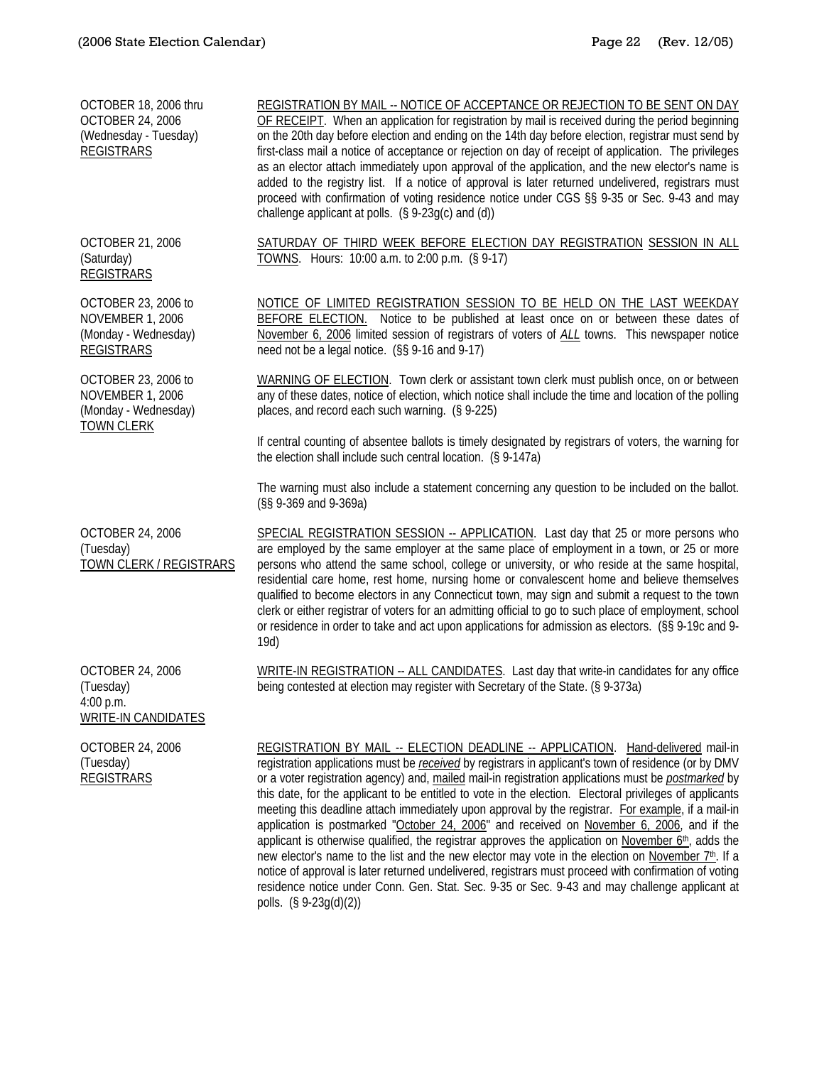| | |
|---|---|
| OCTOBER 18, 2006 thru<br>OCTOBER 24, 2006<br>(Wednesday - Tuesday)<br>REGISTRARS | REGISTRATION BY MAIL -- NOTICE OF ACCEPTANCE OR REJECTION TO BE SENT ON DAY OF RECEIPT. When an application for registration by mail is received during the period beginning on the 20th day before election and ending on the 14th day before election, registrar must send by first-class mail a notice of acceptance or rejection on day of receipt of application. The privileges as an elector attach immediately upon approval of the application, and the new elector's name is added to the registry list. If a notice of approval is later returned undelivered, registrars must proceed with confirmation of voting residence notice under CGS §§ 9-35 or Sec. 9-43 and may challenge applicant at polls. (§ 9-23g(c) and (d)) |
| OCTOBER 21, 2006<br>(Saturday)<br>REGISTRARS | SATURDAY OF THIRD WEEK BEFORE ELECTION DAY REGISTRATION SESSION IN ALL TOWNS. Hours: 10:00 a.m. to 2:00 p.m. (§ 9-17) |
| OCTOBER 23, 2006 to<br>NOVEMBER 1, 2006<br>(Monday - Wednesday)<br>REGISTRARS | NOTICE OF LIMITED REGISTRATION SESSION TO BE HELD ON THE LAST WEEKDAY BEFORE ELECTION. Notice to be published at least once on or between these dates of November 6, 2006 limited session of registrars of voters of *ALL* towns. This newspaper notice need not be a legal notice. (§§ 9-16 and 9-17) |
| OCTOBER 23, 2006 to<br>NOVEMBER 1, 2006<br>(Monday - Wednesday)<br>TOWN CLERK | WARNING OF ELECTION. Town clerk or assistant town clerk must publish once, on or between any of these dates, notice of election, which notice shall include the time and location of the polling places, and record each such warning. (§ 9-225)<br><br>If central counting of absentee ballots is timely designated by registrars of voters, the warning for the election shall include such central location. (§ 9-147a)<br><br>The warning must also include a statement concerning any question to be included on the ballot. (§§ 9-369 and 9-369a) |
| OCTOBER 24, 2006<br>(Tuesday)<br>TOWN CLERK / REGISTRARS | SPECIAL REGISTRATION SESSION -- APPLICATION. Last day that 25 or more persons who are employed by the same employer at the same place of employment in a town, or 25 or more persons who attend the same school, college or university, or who reside at the same hospital, residential care home, rest home, nursing home or convalescent home and believe themselves qualified to become electors in any Connecticut town, may sign and submit a request to the town clerk or either registrar of voters for an admitting official to go to such place of employment, school or residence in order to take and act upon applications for admission as electors. (§§ 9-19c and 9-19d) |
| OCTOBER 24, 2006<br>(Tuesday)<br>4:00 p.m.<br>WRITE-IN CANDIDATES | WRITE-IN REGISTRATION -- ALL CANDIDATES. Last day that write-in candidates for any office being contested at election may register with Secretary of the State. (§ 9-373a) |
| OCTOBER 24, 2006<br>(Tuesday)<br>REGISTRARS | REGISTRATION BY MAIL -- ELECTION DEADLINE -- APPLICATION. Hand-delivered mail-in registration applications must be *received* by registrars in applicant's town of residence (or by DMV or a voter registration agency) and, mailed mail-in registration applications must be *postmarked* by this date, for the applicant to be entitled to vote in the election. Electoral privileges of applicants meeting this deadline attach immediately upon approval by the registrar. For example, if a mail-in application is postmarked "October 24, 2006" and received on November 6, 2006, and if the applicant is otherwise qualified, the registrar approves the application on November 6th, adds the new elector's name to the list and the new elector may vote in the election on November 7th. If a notice of approval is later returned undelivered, registrars must proceed with confirmation of voting residence notice under Conn. Gen. Stat. Sec. 9-35 or Sec. 9-43 and may challenge applicant at polls. (§ 9-23g(d)(2)) |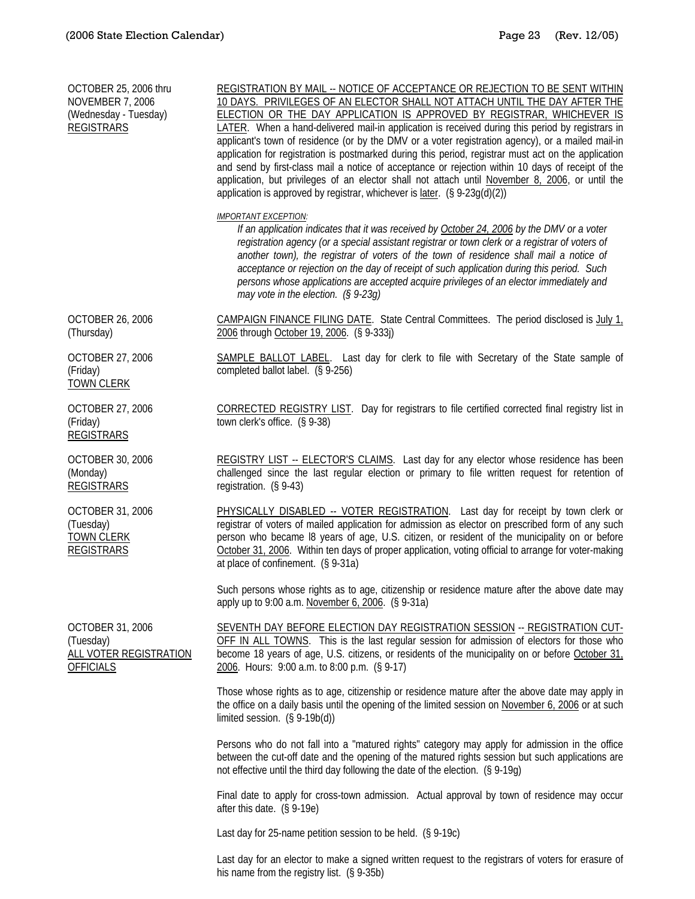| | |
|---|---|
| OCTOBER 25, 2006 thru<br>NOVEMBER 7, 2006<br>(Wednesday - Tuesday)<br>REGISTRARS | REGISTRATION BY MAIL -- NOTICE OF ACCEPTANCE OR REJECTION TO BE SENT WITHIN 10 DAYS. PRIVILEGES OF AN ELECTOR SHALL NOT ATTACH UNTIL THE DAY AFTER THE ELECTION OR THE DAY APPLICATION IS APPROVED BY REGISTRAR, WHICHEVER IS LATER. When a hand-delivered mail-in application is received during this period by registrars in applicant's town of residence (or by the DMV or a voter registration agency), or a mailed mail-in application for registration is postmarked during this period, registrar must act on the application and send by first-class mail a notice of acceptance or rejection within 10 days of receipt of the application, but privileges of an elector shall not attach until November 8, 2006, or until the application is approved by registrar, whichever is later. (§ 9-23g(d)(2))<br><br>*IMPORTANT EXCEPTION:*<br>*If an application indicates that it was received by October 24, 2006 by the DMV or a voter registration agency (or a special assistant registrar or town clerk or a registrar of voters of another town), the registrar of voters of the town of residence shall mail a notice of acceptance or rejection on the day of receipt of such application during this period. Such persons whose applications are accepted acquire privileges of an elector immediately and may vote in the election. (§ 9-23g)* |
| OCTOBER 26, 2006<br>(Thursday) | CAMPAIGN FINANCE FILING DATE. State Central Committees. The period disclosed is July 1, 2006 through October 19, 2006. (§ 9-333j) |
| OCTOBER 27, 2006<br>(Friday)<br>TOWN CLERK | SAMPLE BALLOT LABEL. Last day for clerk to file with Secretary of the State sample of completed ballot label. (§ 9-256) |
| OCTOBER 27, 2006<br>(Friday)<br>REGISTRARS | CORRECTED REGISTRY LIST. Day for registrars to file certified corrected final registry list in town clerk's office. (§ 9-38) |
| OCTOBER 30, 2006<br>(Monday)<br>REGISTRARS | REGISTRY LIST -- ELECTOR'S CLAIMS. Last day for any elector whose residence has been challenged since the last regular election or primary to file written request for retention of registration. (§ 9-43) |
| OCTOBER 31, 2006<br>(Tuesday)<br>TOWN CLERK<br>REGISTRARS | PHYSICALLY DISABLED -- VOTER REGISTRATION. Last day for receipt by town clerk or registrar of voters of mailed application for admission as elector on prescribed form of any such person who became 18 years of age, U.S. citizen, or resident of the municipality on or before October 31, 2006. Within ten days of proper application, voting official to arrange for voter-making at place of confinement. (§ 9-31a)<br><br>Such persons whose rights as to age, citizenship or residence mature after the above date may apply up to 9:00 a.m. November 6, 2006. (§ 9-31a) |
| OCTOBER 31, 2006<br>(Tuesday)<br>ALL VOTER REGISTRATION OFFICIALS | SEVENTH DAY BEFORE ELECTION DAY REGISTRATION SESSION -- REGISTRATION CUT-OFF IN ALL TOWNS. This is the last regular session for admission of electors for those who become 18 years of age, U.S. citizens, or residents of the municipality on or before October 31, 2006. Hours: 9:00 a.m. to 8:00 p.m. (§ 9-17)<br><br>Those whose rights as to age, citizenship or residence mature after the above date may apply in the office on a daily basis until the opening of the limited session on November 6, 2006 or at such limited session. (§ 9-19b(d))<br><br>Persons who do not fall into a "matured rights" category may apply for admission in the office between the cut-off date and the opening of the matured rights session but such applications are not effective until the third day following the date of the election. (§ 9-19g)<br><br>Final date to apply for cross-town admission. Actual approval by town of residence may occur after this date. (§ 9-19e)<br><br>Last day for 25-name petition session to be held. (§ 9-19c)<br><br>Last day for an elector to make a signed written request to the registrars of voters for erasure of his name from the registry list. (§ 9-35b) |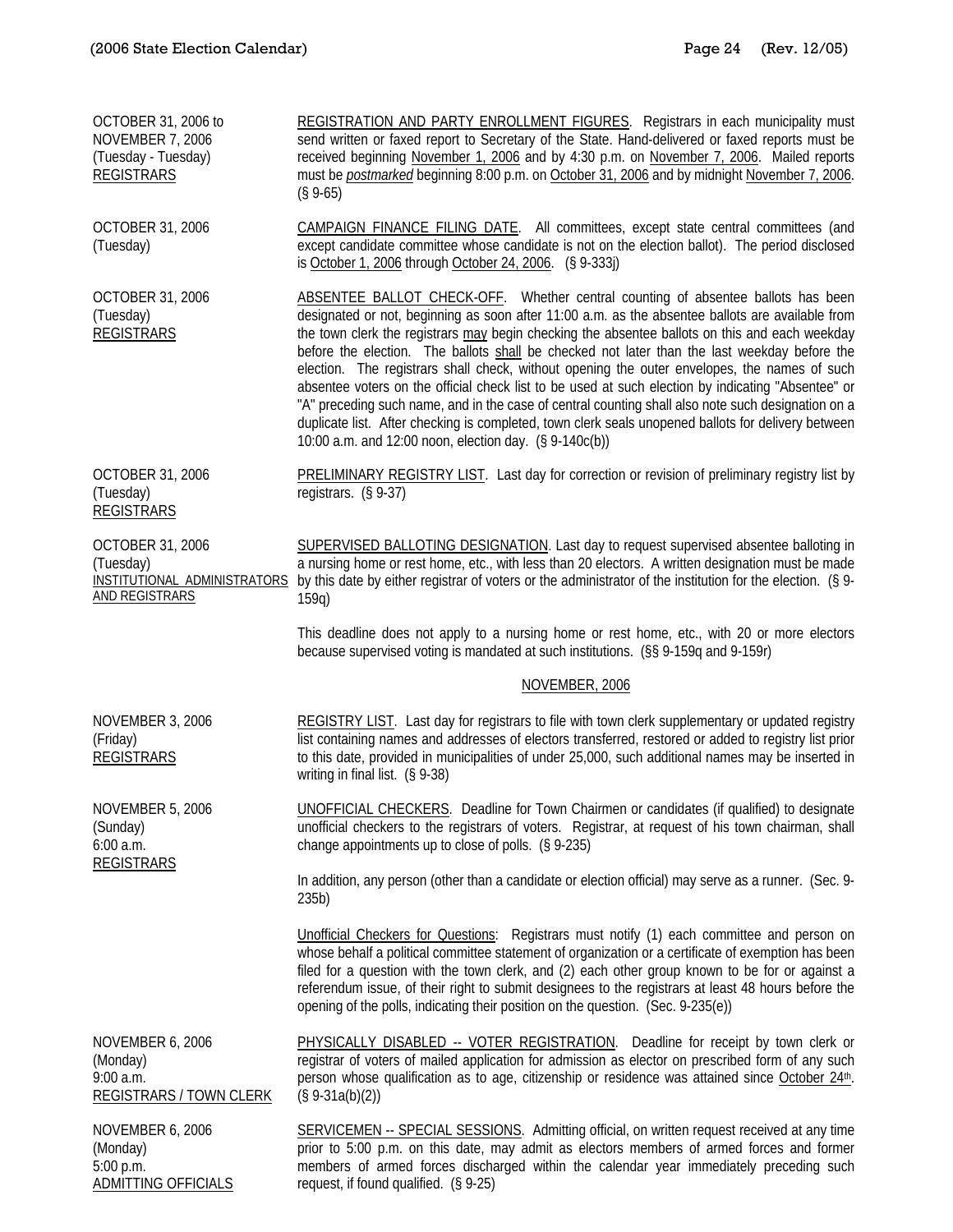| | |
|---|---|
| OCTOBER 31, 2006 to NOVEMBER 7, 2006 (Tuesday - Tuesday) REGISTRARS | REGISTRATION AND PARTY ENROLLMENT FIGURES. Registrars in each municipality must send written or faxed report to Secretary of the State. Hand-delivered or faxed reports must be received beginning November 1, 2006 and by 4:30 p.m. on November 7, 2006. Mailed reports must be *postmarked* beginning 8:00 p.m. on October 31, 2006 and by midnight November 7, 2006. (§ 9-65) |
| OCTOBER 31, 2006 (Tuesday) | CAMPAIGN FINANCE FILING DATE. All committees, except state central committees (and except candidate committee whose candidate is not on the election ballot). The period disclosed is October 1, 2006 through October 24, 2006. (§ 9-333j) |
| OCTOBER 31, 2006 (Tuesday) REGISTRARS | ABSENTEE BALLOT CHECK-OFF. Whether central counting of absentee ballots has been designated or not, beginning as soon after 11:00 a.m. as the absentee ballots are available from the town clerk the registrars may begin checking the absentee ballots on this and each weekday before the election. The ballots shall be checked not later than the last weekday before the election. The registrars shall check, without opening the outer envelopes, the names of such absentee voters on the official check list to be used at such election by indicating "Absentee" or "A" preceding such name, and in the case of central counting shall also note such designation on a duplicate list. After checking is completed, town clerk seals unopened ballots for delivery between 10:00 a.m. and 12:00 noon, election day. (§ 9-140c(b)) |
| OCTOBER 31, 2006 (Tuesday) REGISTRARS | PRELIMINARY REGISTRY LIST. Last day for correction or revision of preliminary registry list by registrars. (§ 9-37) |
| OCTOBER 31, 2006 (Tuesday) INSTITUTIONAL ADMINISTRATORS AND REGISTRARS | SUPERVISED BALLOTING DESIGNATION. Last day to request supervised absentee balloting in a nursing home or rest home, etc., with less than 20 electors. A written designation must be made by this date by either registrar of voters or the administrator of the institution for the election. (§ 9-159q)<br><br>This deadline does not apply to a nursing home or rest home, etc., with 20 or more electors because supervised voting is mandated at such institutions. (§§ 9-159q and 9-159r) |

## NOVEMBER, 2006

| | |
|---|---|
| NOVEMBER 3, 2006 (Friday) REGISTRARS | REGISTRY LIST. Last day for registrars to file with town clerk supplementary or updated registry list containing names and addresses of electors transferred, restored or added to registry list prior to this date, provided in municipalities of under 25,000, such additional names may be inserted in writing in final list. (§ 9-38) |
| NOVEMBER 5, 2006 (Sunday) 6:00 a.m. REGISTRARS | UNOFFICIAL CHECKERS. Deadline for Town Chairmen or candidates (if qualified) to designate unofficial checkers to the registrars of voters. Registrar, at request of his town chairman, shall change appointments up to close of polls. (§ 9-235)<br><br>In addition, any person (other than a candidate or election official) may serve as a runner. (Sec. 9-235b)<br><br>Unofficial Checkers for Questions: Registrars must notify (1) each committee and person on whose behalf a political committee statement of organization or a certificate of exemption has been filed for a question with the town clerk, and (2) each other group known to be for or against a referendum issue, of their right to submit designees to the registrars at least 48 hours before the opening of the polls, indicating their position on the question. (Sec. 9-235(e)) |
| NOVEMBER 6, 2006 (Monday) 9:00 a.m. REGISTRARS / TOWN CLERK | PHYSICALLY DISABLED -- VOTER REGISTRATION. Deadline for receipt by town clerk or registrar of voters of mailed application for admission as elector on prescribed form of any such person whose qualification as to age, citizenship or residence was attained since October 24th. (§ 9-31a(b)(2)) |
| NOVEMBER 6, 2006 (Monday) 5:00 p.m. ADMITTING OFFICIALS | SERVICEMEN -- SPECIAL SESSIONS. Admitting official, on written request received at any time prior to 5:00 p.m. on this date, may admit as electors members of armed forces and former members of armed forces discharged within the calendar year immediately preceding such request, if found qualified. (§ 9-25) |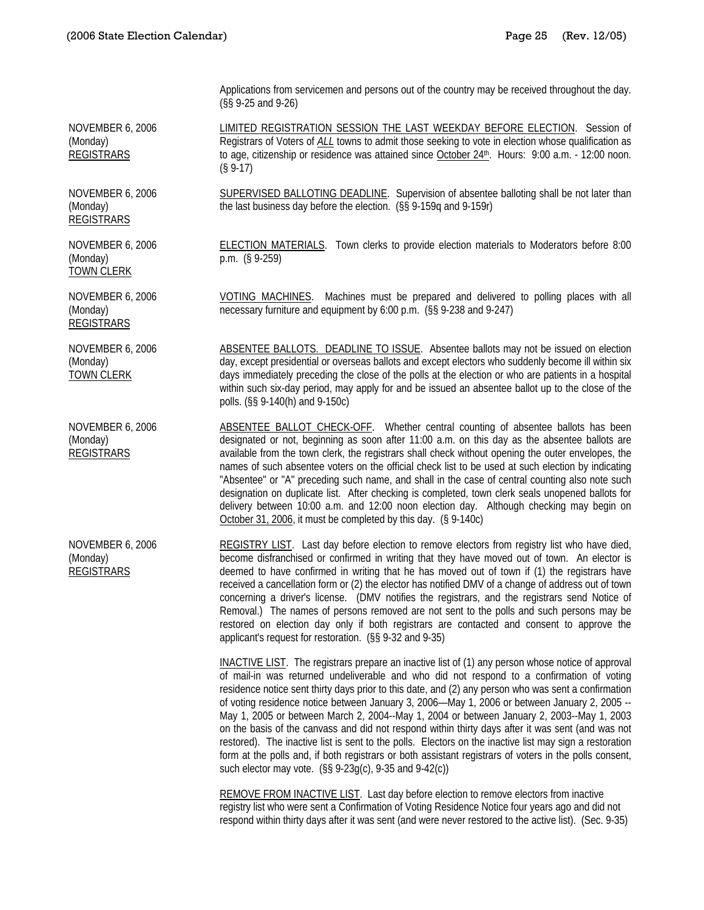Applications from servicemen and persons out of the country may be received throughout the day. (§§ 9-25 and 9-26)

NOVEMBER 6, 2006
(Monday)
REGISTRARS

LIMITED REGISTRATION SESSION THE LAST WEEKDAY BEFORE ELECTION. Session of Registrars of Voters of *ALL* towns to admit those seeking to vote in election whose qualification as to age, citizenship or residence was attained since October 24th. Hours: 9:00 a.m. - 12:00 noon. (§ 9-17)

NOVEMBER 6, 2006
(Monday)
REGISTRARS

SUPERVISED BALLOTING DEADLINE. Supervision of absentee balloting shall be not later than the last business day before the election. (§§ 9-159q and 9-159r)

NOVEMBER 6, 2006
(Monday)
TOWN CLERK

ELECTION MATERIALS. Town clerks to provide election materials to Moderators before 8:00 p.m. (§ 9-259)

NOVEMBER 6, 2006
(Monday)
REGISTRARS

VOTING MACHINES. Machines must be prepared and delivered to polling places with all necessary furniture and equipment by 6:00 p.m. (§§ 9-238 and 9-247)

NOVEMBER 6, 2006
(Monday)
TOWN CLERK

ABSENTEE BALLOTS. DEADLINE TO ISSUE. Absentee ballots may not be issued on election day, except presidential or overseas ballots and except electors who suddenly become ill within six days immediately preceding the close of the polls at the election or who are patients in a hospital within such six-day period, may apply for and be issued an absentee ballot up to the close of the polls. (§§ 9-140(h) and 9-150c)

NOVEMBER 6, 2006
(Monday)
REGISTRARS

ABSENTEE BALLOT CHECK-OFF. Whether central counting of absentee ballots has been designated or not, beginning as soon after 11:00 a.m. on this day as the absentee ballots are available from the town clerk, the registrars shall check without opening the outer envelopes, the names of such absentee voters on the official check list to be used at such election by indicating "Absentee" or "A" preceding such name, and shall in the case of central counting also note such designation on duplicate list. After checking is completed, town clerk seals unopened ballots for delivery between 10:00 a.m. and 12:00 noon election day. Although checking may begin on October 31, 2006, it must be completed by this day. (§ 9-140c)

NOVEMBER 6, 2006
(Monday)
REGISTRARS

REGISTRY LIST. Last day before election to remove electors from registry list who have died, become disfranchised or confirmed in writing that they have moved out of town. An elector is deemed to have confirmed in writing that he has moved out of town if (1) the registrars have received a cancellation form or (2) the elector has notified DMV of a change of address out of town concerning a driver's license. (DMV notifies the registrars, and the registrars send Notice of Removal.) The names of persons removed are not sent to the polls and such persons may be restored on election day only if both registrars are contacted and consent to approve the applicant's request for restoration. (§§ 9-32 and 9-35)

INACTIVE LIST. The registrars prepare an inactive list of (1) any person whose notice of approval of mail-in was returned undeliverable and who did not respond to a confirmation of voting residence notice sent thirty days prior to this date, and (2) any person who was sent a confirmation of voting residence notice between January 3, 2006—May 1, 2006 or between January 2, 2005 -- May 1, 2005 or between March 2, 2004--May 1, 2004 or between January 2, 2003--May 1, 2003 on the basis of the canvass and did not respond within thirty days after it was sent (and was not restored). The inactive list is sent to the polls. Electors on the inactive list may sign a restoration form at the polls and, if both registrars or both assistant registrars of voters in the polls consent, such elector may vote. (§§ 9-23g(c), 9-35 and 9-42(c))

REMOVE FROM INACTIVE LIST. Last day before election to remove electors from inactive registry list who were sent a Confirmation of Voting Residence Notice four years ago and did not respond within thirty days after it was sent (and were never restored to the active list). (Sec. 9-35)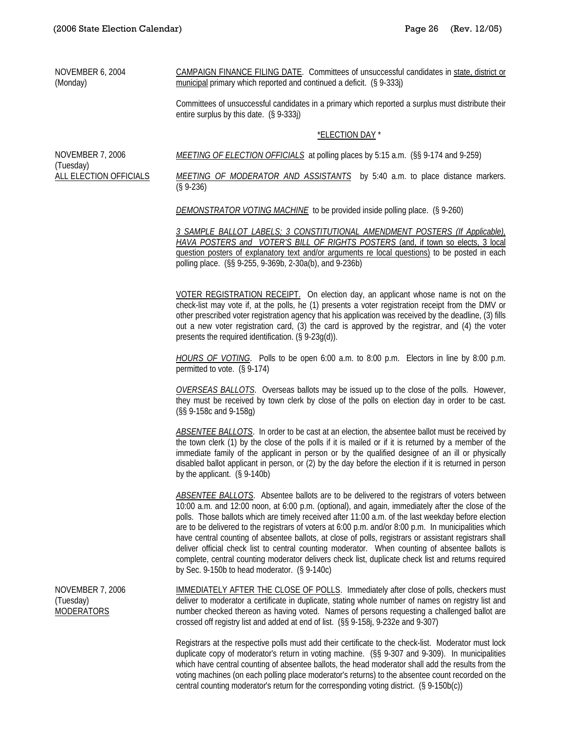NOVEMBER 6, 2004
(Monday)

CAMPAIGN FINANCE FILING DATE. Committees of unsuccessful candidates in state, district or municipal primary which reported and continued a deficit. (§ 9-333j)

Committees of unsuccessful candidates in a primary which reported a surplus must distribute their entire surplus by this date. (§ 9-333j)

\*ELECTION DAY \*

NOVEMBER 7, 2006
(Tuesday)
ALL ELECTION OFFICIALS

*MEETING OF ELECTION OFFICIALS* at polling places by 5:15 a.m. (§§ 9-174 and 9-259)

*MEETING OF MODERATOR AND ASSISTANTS* by 5:40 a.m. to place distance markers. (§ 9-236)

*DEMONSTRATOR VOTING MACHINE* to be provided inside polling place. (§ 9-260)

*3 SAMPLE BALLOT LABELS; 3 CONSTITUTIONAL AMENDMENT POSTERS (If Applicable), HAVA POSTERS and VOTER'S BILL OF RIGHTS POSTERS* (and, if town so elects, 3 local question posters of explanatory text and/or arguments re local questions) to be posted in each polling place. (§§ 9-255, 9-369b, 2-30a(b), and 9-236b)

VOTER REGISTRATION RECEIPT. On election day, an applicant whose name is not on the check-list may vote if, at the polls, he (1) presents a voter registration receipt from the DMV or other prescribed voter registration agency that his application was received by the deadline, (3) fills out a new voter registration card, (3) the card is approved by the registrar, and (4) the voter presents the required identification. (§ 9-23g(d)).

*HOURS OF VOTING*. Polls to be open 6:00 a.m. to 8:00 p.m. Electors in line by 8:00 p.m. permitted to vote. (§ 9-174)

*OVERSEAS BALLOTS*. Overseas ballots may be issued up to the close of the polls. However, they must be received by town clerk by close of the polls on election day in order to be cast. (§§ 9-158c and 9-158g)

*ABSENTEE BALLOTS*. In order to be cast at an election, the absentee ballot must be received by the town clerk (1) by the close of the polls if it is mailed or if it is returned by a member of the immediate family of the applicant in person or by the qualified designee of an ill or physically disabled ballot applicant in person, or (2) by the day before the election if it is returned in person by the applicant. (§ 9-140b)

*ABSENTEE BALLOTS*. Absentee ballots are to be delivered to the registrars of voters between 10:00 a.m. and 12:00 noon, at 6:00 p.m. (optional), and again, immediately after the close of the polls. Those ballots which are timely received after 11:00 a.m. of the last weekday before election are to be delivered to the registrars of voters at 6:00 p.m. and/or 8:00 p.m. In municipalities which have central counting of absentee ballots, at close of polls, registrars or assistant registrars shall deliver official check list to central counting moderator. When counting of absentee ballots is complete, central counting moderator delivers check list, duplicate check list and returns required by Sec. 9-150b to head moderator. (§ 9-140c)

NOVEMBER 7, 2006
(Tuesday)
MODERATORS

IMMEDIATELY AFTER THE CLOSE OF POLLS. Immediately after close of polls, checkers must deliver to moderator a certificate in duplicate, stating whole number of names on registry list and number checked thereon as having voted. Names of persons requesting a challenged ballot are crossed off registry list and added at end of list. (§§ 9-158j, 9-232e and 9-307)

Registrars at the respective polls must add their certificate to the check-list. Moderator must lock duplicate copy of moderator's return in voting machine. (§§ 9-307 and 9-309). In municipalities which have central counting of absentee ballots, the head moderator shall add the results from the voting machines (on each polling place moderator's returns) to the absentee count recorded on the central counting moderator's return for the corresponding voting district. (§ 9-150b(c))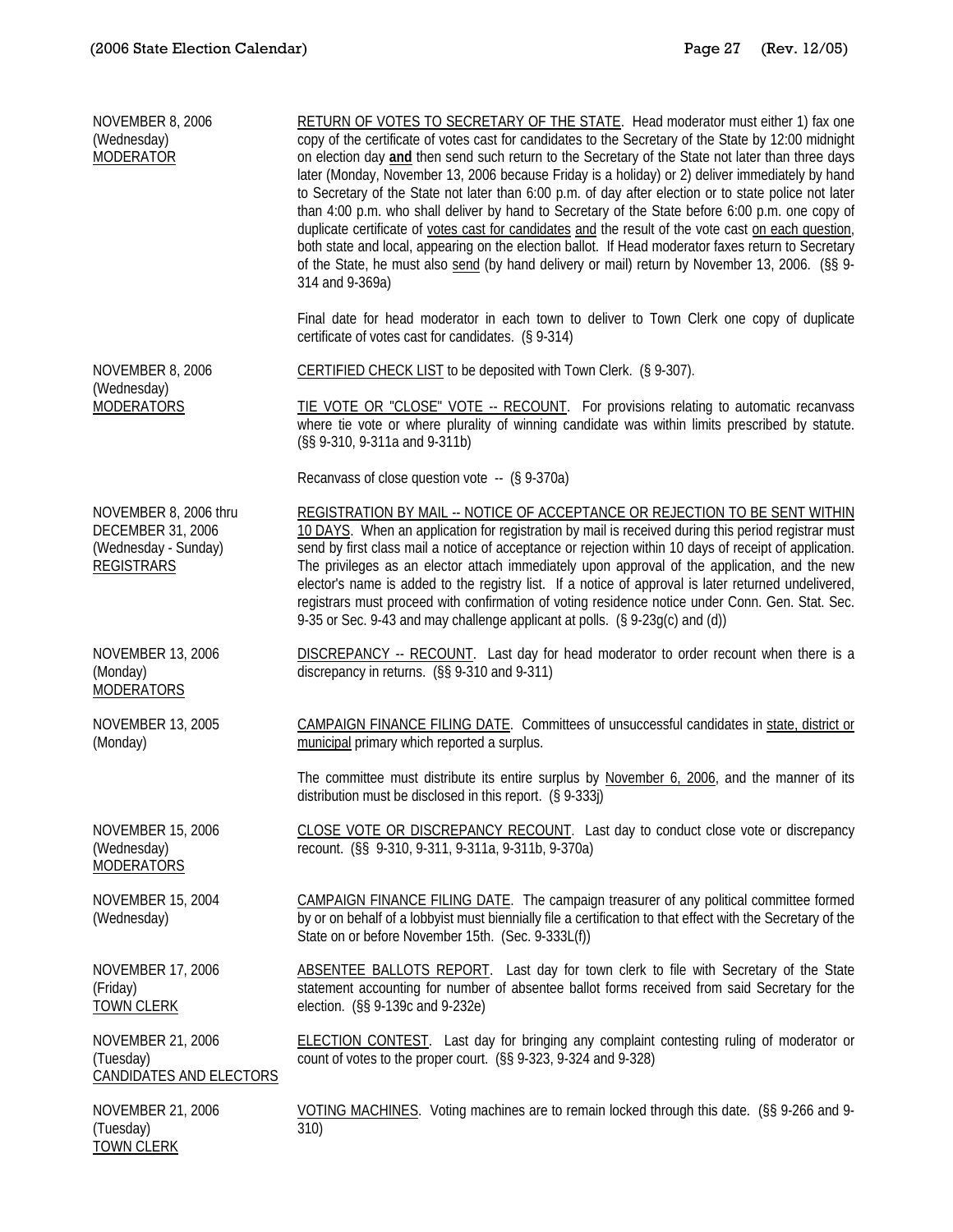| | |
|---|---|
| NOVEMBER 8, 2006<br>(Wednesday)<br>MODERATOR | RETURN OF VOTES TO SECRETARY OF THE STATE. Head moderator must either 1) fax one copy of the certificate of votes cast for candidates to the Secretary of the State by 12:00 midnight on election day **and** then send such return to the Secretary of the State not later than three days later (Monday, November 13, 2006 because Friday is a holiday) or 2) deliver immediately by hand to Secretary of the State not later than 6:00 p.m. of day after election or to state police not later than 4:00 p.m. who shall deliver by hand to Secretary of the State before 6:00 p.m. one copy of duplicate certificate of votes cast for candidates and the result of the vote cast on each question, both state and local, appearing on the election ballot. If Head moderator faxes return to Secretary of the State, he must also send (by hand delivery or mail) return by November 13, 2006. (§§ 9-314 and 9-369a)<br><br>Final date for head moderator in each town to deliver to Town Clerk one copy of duplicate certificate of votes cast for candidates. (§ 9-314) |
| NOVEMBER 8, 2006<br>(Wednesday)<br>MODERATORS | CERTIFIED CHECK LIST to be deposited with Town Clerk. (§ 9-307).<br><br>TIE VOTE OR "CLOSE" VOTE -- RECOUNT. For provisions relating to automatic recanvass where tie vote or where plurality of winning candidate was within limits prescribed by statute. (§§ 9-310, 9-311a and 9-311b)<br><br>Recanvass of close question vote -- (§ 9-370a) |
| NOVEMBER 8, 2006 thru<br>DECEMBER 31, 2006<br>(Wednesday - Sunday)<br>REGISTRARS | REGISTRATION BY MAIL -- NOTICE OF ACCEPTANCE OR REJECTION TO BE SENT WITHIN 10 DAYS. When an application for registration by mail is received during this period registrar must send by first class mail a notice of acceptance or rejection within 10 days of receipt of application. The privileges as an elector attach immediately upon approval of the application, and the new elector's name is added to the registry list. If a notice of approval is later returned undelivered, registrars must proceed with confirmation of voting residence notice under Conn. Gen. Stat. Sec. 9-35 or Sec. 9-43 and may challenge applicant at polls. (§ 9-23g(c) and (d)) |
| NOVEMBER 13, 2006<br>(Monday)<br>MODERATORS | DISCREPANCY -- RECOUNT. Last day for head moderator to order recount when there is a discrepancy in returns. (§§ 9-310 and 9-311) |
| NOVEMBER 13, 2005<br>(Monday) | CAMPAIGN FINANCE FILING DATE. Committees of unsuccessful candidates in state, district or municipal primary which reported a surplus.<br><br>The committee must distribute its entire surplus by November 6, 2006, and the manner of its distribution must be disclosed in this report. (§ 9-333j) |
| NOVEMBER 15, 2006<br>(Wednesday)<br>MODERATORS | CLOSE VOTE OR DISCREPANCY RECOUNT. Last day to conduct close vote or discrepancy recount. (§§ 9-310, 9-311, 9-311a, 9-311b, 9-370a) |
| NOVEMBER 15, 2004<br>(Wednesday) | CAMPAIGN FINANCE FILING DATE. The campaign treasurer of any political committee formed by or on behalf of a lobbyist must biennially file a certification to that effect with the Secretary of the State on or before November 15th. (Sec. 9-333L(f)) |
| NOVEMBER 17, 2006<br>(Friday)<br>TOWN CLERK | ABSENTEE BALLOTS REPORT. Last day for town clerk to file with Secretary of the State statement accounting for number of absentee ballot forms received from said Secretary for the election. (§§ 9-139c and 9-232e) |
| NOVEMBER 21, 2006<br>(Tuesday)<br>CANDIDATES AND ELECTORS | ELECTION CONTEST. Last day for bringing any complaint contesting ruling of moderator or count of votes to the proper court. (§§ 9-323, 9-324 and 9-328) |
| NOVEMBER 21, 2006<br>(Tuesday)<br>TOWN CLERK | VOTING MACHINES. Voting machines are to remain locked through this date. (§§ 9-266 and 9-310) |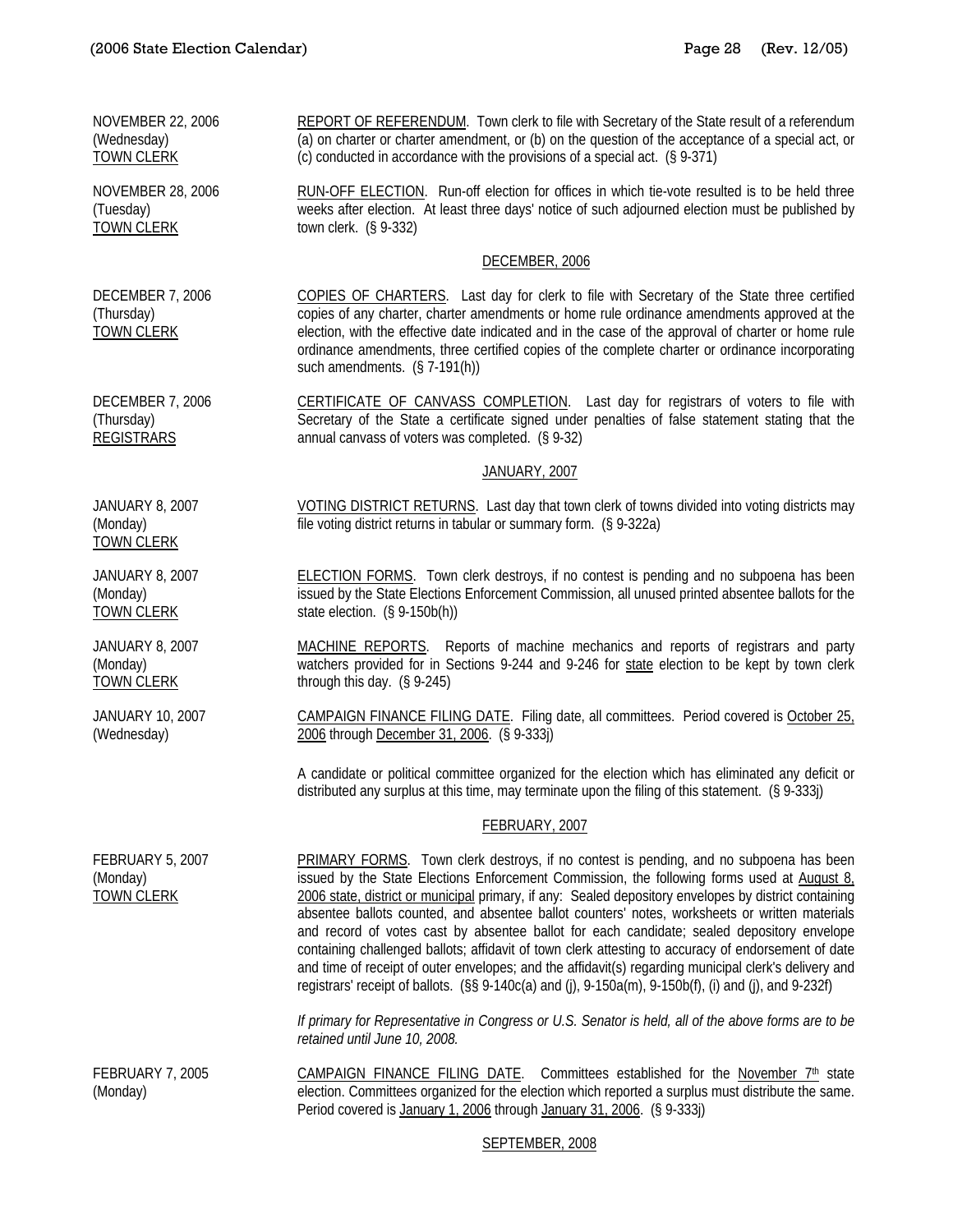NOVEMBER 22, 2006 (Wednesday) <u>TOWN CLERK</u>

<u>REPORT OF REFERENDUM</u>. Town clerk to file with Secretary of the State result of a referendum (a) on charter or charter amendment, or (b) on the question of the acceptance of a special act, or (c) conducted in accordance with the provisions of a special act. (§ 9-371)

NOVEMBER 28, 2006 (Tuesday) <u>TOWN CLERK</u>

<u>RUN-OFF ELECTION</u>. Run-off election for offices in which tie-vote resulted is to be held three weeks after election. At least three days' notice of such adjourned election must be published by town clerk. (§ 9-332)

## <u>DECEMBER, 2006</u>

DECEMBER 7, 2006 (Thursday) <u>TOWN CLERK</u>

<u>COPIES OF CHARTERS</u>. Last day for clerk to file with Secretary of the State three certified copies of any charter, charter amendments or home rule ordinance amendments approved at the election, with the effective date indicated and in the case of the approval of charter or home rule ordinance amendments, three certified copies of the complete charter or ordinance incorporating such amendments. (§ 7-191(h))

DECEMBER 7, 2006 (Thursday) <u>REGISTRARS</u>

<u>CERTIFICATE OF CANVASS COMPLETION</u>. Last day for registrars of voters to file with Secretary of the State a certificate signed under penalties of false statement stating that the annual canvass of voters was completed. (§ 9-32)

## <u>JANUARY, 2007</u>

JANUARY 8, 2007 (Monday) <u>TOWN CLERK</u>

<u>VOTING DISTRICT RETURNS</u>. Last day that town clerk of towns divided into voting districts may file voting district returns in tabular or summary form. (§ 9-322a)

JANUARY 8, 2007 (Monday) <u>TOWN CLERK</u>

<u>ELECTION FORMS</u>. Town clerk destroys, if no contest is pending and no subpoena has been issued by the State Elections Enforcement Commission, all unused printed absentee ballots for the state election. (§ 9-150b(h))

JANUARY 8, 2007 (Monday) <u>TOWN CLERK</u>

<u>MACHINE REPORTS</u>. Reports of machine mechanics and reports of registrars and party watchers provided for in Sections 9-244 and 9-246 for <u>state</u> election to be kept by town clerk through this day. (§ 9-245)

JANUARY 10, 2007 (Wednesday)

<u>CAMPAIGN FINANCE FILING DATE</u>. Filing date, all committees. Period covered is <u>October 25, 2006</u> through <u>December 31, 2006</u>. (§ 9-333j)

A candidate or political committee organized for the election which has eliminated any deficit or distributed any surplus at this time, may terminate upon the filing of this statement. (§ 9-333j)

## <u>FEBRUARY, 2007</u>

FEBRUARY 5, 2007 (Monday) <u>TOWN CLERK</u>

<u>PRIMARY FORMS</u>. Town clerk destroys, if no contest is pending, and no subpoena has been issued by the State Elections Enforcement Commission, the following forms used at <u>August 8, 2006 state, district or municipal</u> primary, if any: Sealed depository envelopes by district containing absentee ballots counted, and absentee ballot counters' notes, worksheets or written materials and record of votes cast by absentee ballot for each candidate; sealed depository envelope containing challenged ballots; affidavit of town clerk attesting to accuracy of endorsement of date and time of receipt of outer envelopes; and the affidavit(s) regarding municipal clerk's delivery and registrars' receipt of ballots. (§§ 9-140c(a) and (j), 9-150a(m), 9-150b(f), (i) and (j), and 9-232f)

*If primary for Representative in Congress or U.S. Senator is held, all of the above forms are to be retained until June 10, 2008.*

FEBRUARY 7, 2005 (Monday)

<u>CAMPAIGN FINANCE FILING DATE</u>. Committees established for the <u>November 7th</u> state election. Committees organized for the election which reported a surplus must distribute the same. Period covered is <u>January 1, 2006</u> through <u>January 31, 2006</u>. (§ 9-333j)

## <u>SEPTEMBER, 2008</u>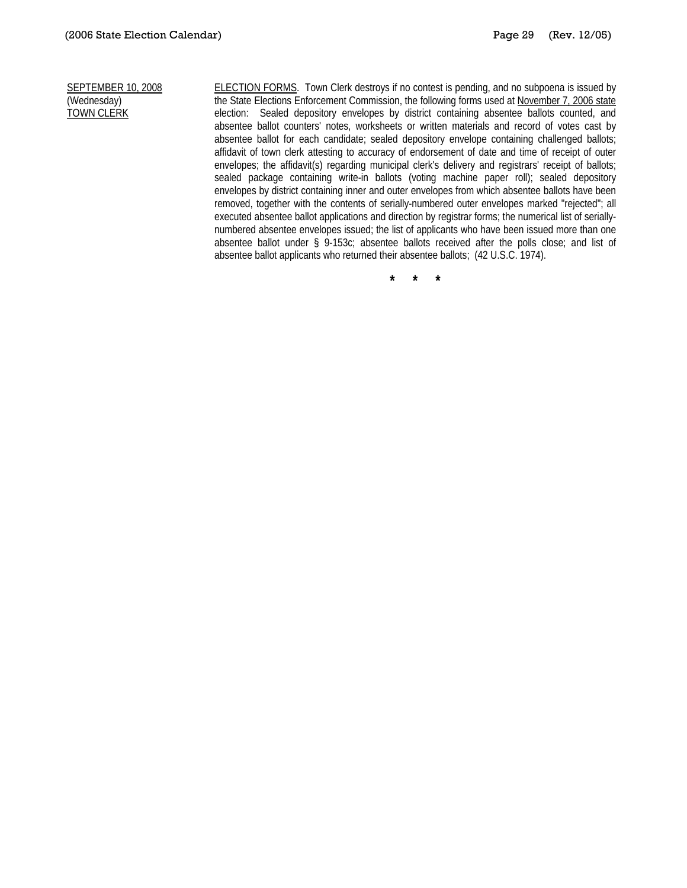<u>SEPTEMBER 10, 2008</u>
(Wednesday)
<u>TOWN CLERK</u>

<u>ELECTION FORMS</u>. Town Clerk destroys if no contest is pending, and no subpoena is issued by the State Elections Enforcement Commission, the following forms used at <u>November 7, 2006 state</u> election: Sealed depository envelopes by district containing absentee ballots counted, and absentee ballot counters' notes, worksheets or written materials and record of votes cast by absentee ballot for each candidate; sealed depository envelope containing challenged ballots; affidavit of town clerk attesting to accuracy of endorsement of date and time of receipt of outer envelopes; the affidavit(s) regarding municipal clerk's delivery and registrars' receipt of ballots; sealed package containing write-in ballots (voting machine paper roll); sealed depository envelopes by district containing inner and outer envelopes from which absentee ballots have been removed, together with the contents of serially-numbered outer envelopes marked "rejected"; all executed absentee ballot applications and direction by registrar forms; the numerical list of serially-numbered absentee envelopes issued; the list of applicants who have been issued more than one absentee ballot under § 9-153c; absentee ballots received after the polls close; and list of absentee ballot applicants who returned their absentee ballots; (42 U.S.C. 1974).

\* \* \*